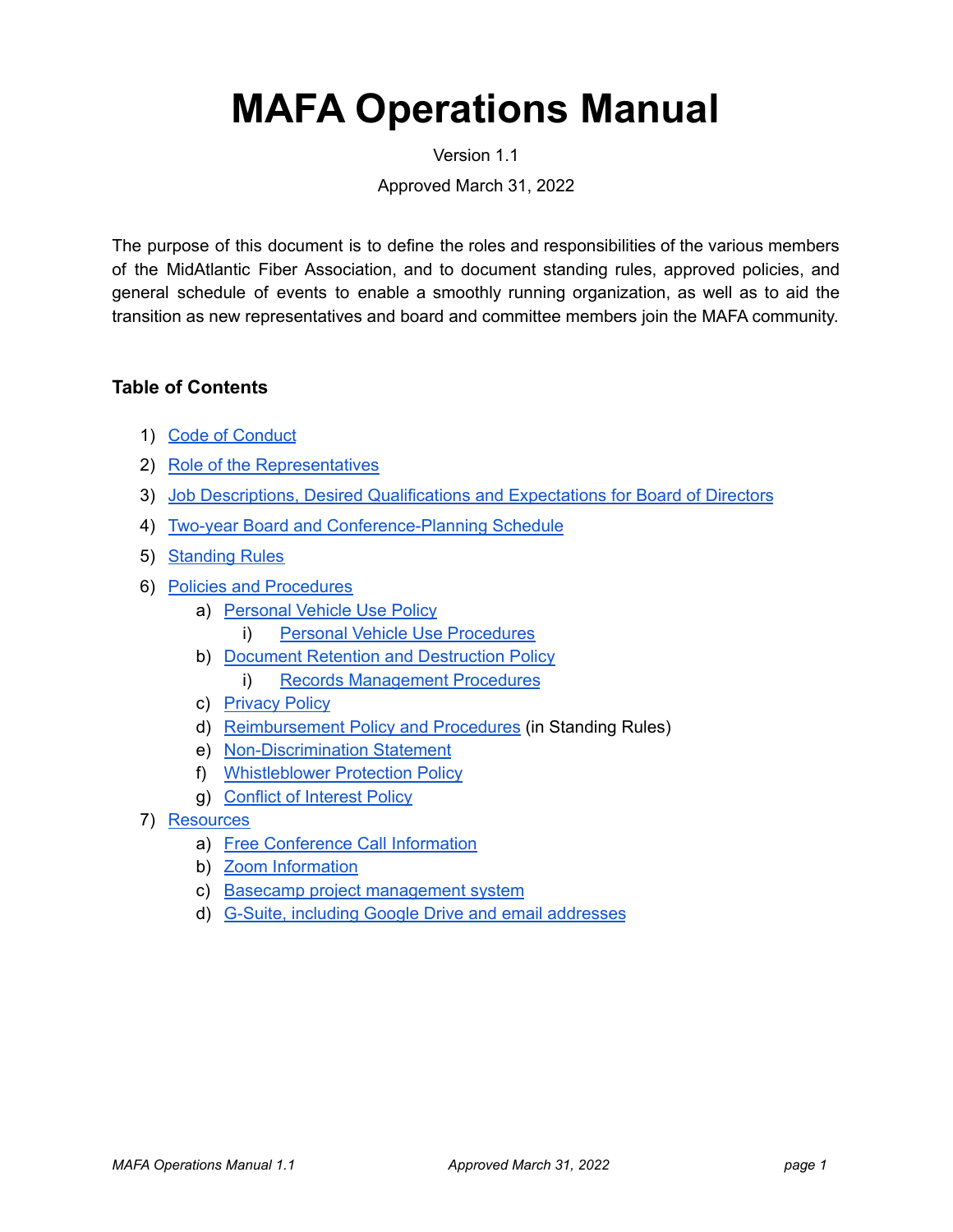# MAFA Operations Manual

Version 1.1

Approved March 31, 2022

The purpose of this document is to define the roles and responsibilities of the various members of the MidAtlantic Fiber Association, and to document standing rules, approved policies, and general schedule of events to enable a smoothly running organization, as well as to aid the transition as new representatives and board and committee members join the MAFA community.

**Table of Contents**

1) Code of Conduct
2) Role of the Representatives
3) Job Descriptions, Desired Qualifications and Expectations for Board of Directors
4) Two-year Board and Conference-Planning Schedule
5) Standing Rules
6) Policies and Procedures
    a) Personal Vehicle Use Policy
        i) Personal Vehicle Use Procedures
    b) Document Retention and Destruction Policy
        i) Records Management Procedures
    c) Privacy Policy
    d) Reimbursement Policy and Procedures (in Standing Rules)
    e) Non-Discrimination Statement
    f) Whistleblower Protection Policy
    g) Conflict of Interest Policy
7) Resources
    a) Free Conference Call Information
    b) Zoom Information
    c) Basecamp project management system
    d) G-Suite, including Google Drive and email addresses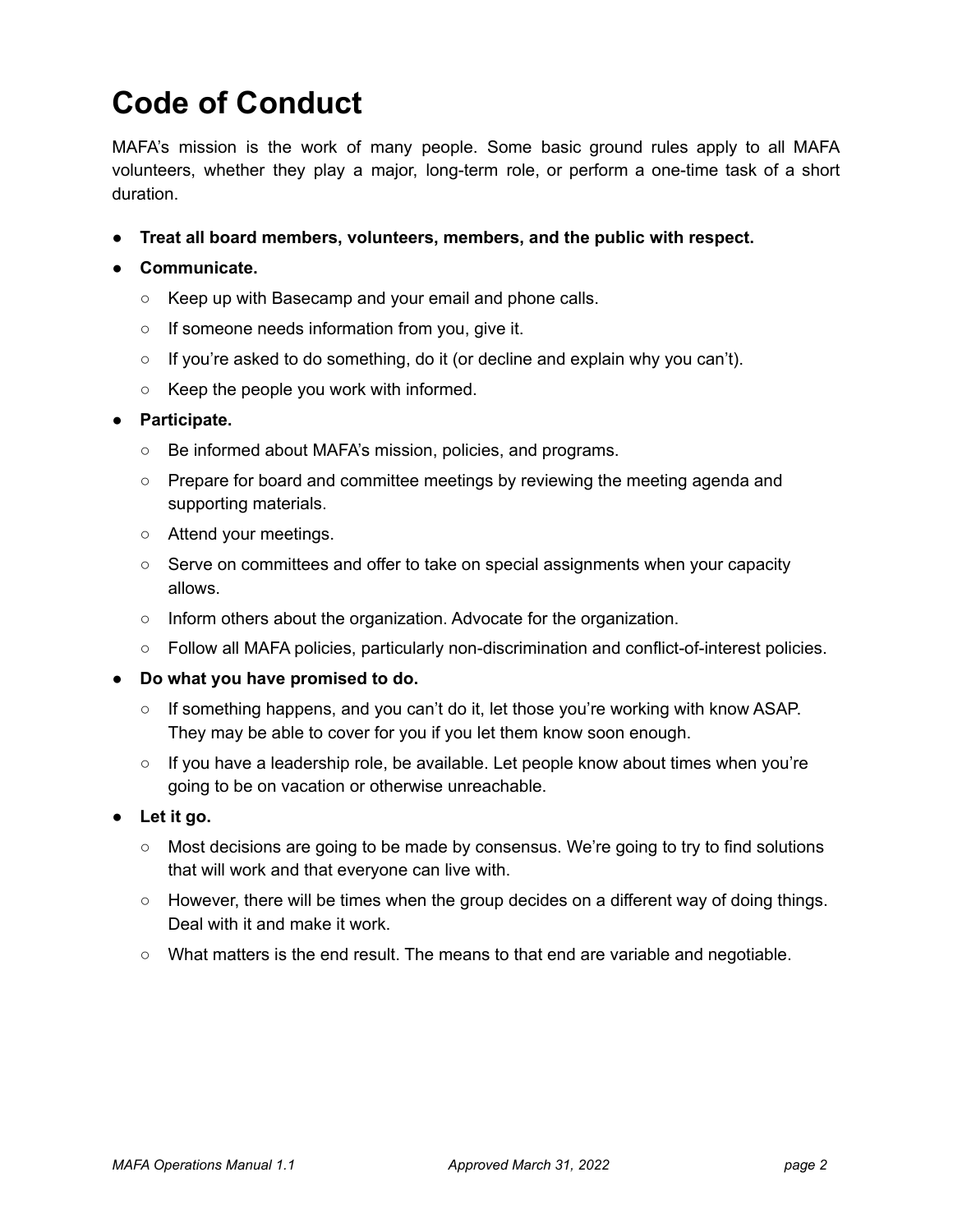# Code of Conduct

MAFA's mission is the work of many people. Some basic ground rules apply to all MAFA volunteers, whether they play a major, long-term role, or perform a one-time task of a short duration.

- **Treat all board members, volunteers, members, and the public with respect.**
- **Communicate.**
  - Keep up with Basecamp and your email and phone calls.
  - If someone needs information from you, give it.
  - If you're asked to do something, do it (or decline and explain why you can't).
  - Keep the people you work with informed.
- **Participate.**
  - Be informed about MAFA's mission, policies, and programs.
  - Prepare for board and committee meetings by reviewing the meeting agenda and supporting materials.
  - Attend your meetings.
  - Serve on committees and offer to take on special assignments when your capacity allows.
  - Inform others about the organization. Advocate for the organization.
  - Follow all MAFA policies, particularly non-discrimination and conflict-of-interest policies.
- **Do what you have promised to do.**
  - If something happens, and you can't do it, let those you're working with know ASAP. They may be able to cover for you if you let them know soon enough.
  - If you have a leadership role, be available. Let people know about times when you're going to be on vacation or otherwise unreachable.
- **Let it go.**
  - Most decisions are going to be made by consensus. We're going to try to find solutions that will work and that everyone can live with.
  - However, there will be times when the group decides on a different way of doing things. Deal with it and make it work.
  - What matters is the end result. The means to that end are variable and negotiable.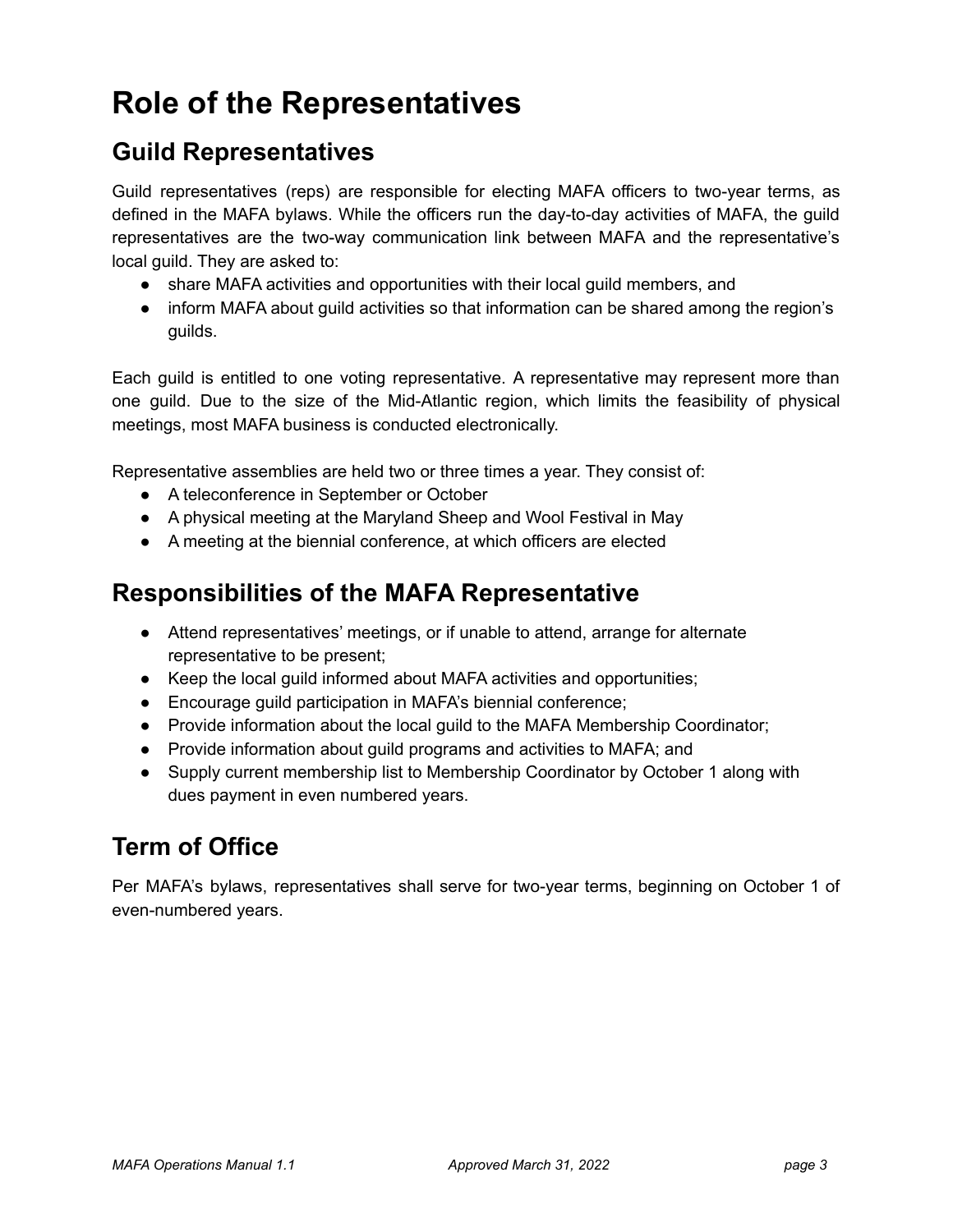# Role of the Representatives

## Guild Representatives

Guild representatives (reps) are responsible for electing MAFA officers to two-year terms, as defined in the MAFA bylaws. While the officers run the day-to-day activities of MAFA, the guild representatives are the two-way communication link between MAFA and the representative's local guild. They are asked to:

- share MAFA activities and opportunities with their local guild members, and
- inform MAFA about guild activities so that information can be shared among the region's guilds.

Each guild is entitled to one voting representative. A representative may represent more than one guild. Due to the size of the Mid-Atlantic region, which limits the feasibility of physical meetings, most MAFA business is conducted electronically.

Representative assemblies are held two or three times a year. They consist of:

- A teleconference in September or October
- A physical meeting at the Maryland Sheep and Wool Festival in May
- A meeting at the biennial conference, at which officers are elected

## Responsibilities of the MAFA Representative

- Attend representatives' meetings, or if unable to attend, arrange for alternate representative to be present;
- Keep the local guild informed about MAFA activities and opportunities;
- Encourage guild participation in MAFA's biennial conference;
- Provide information about the local guild to the MAFA Membership Coordinator;
- Provide information about guild programs and activities to MAFA; and
- Supply current membership list to Membership Coordinator by October 1 along with dues payment in even numbered years.

## Term of Office

Per MAFA's bylaws, representatives shall serve for two-year terms, beginning on October 1 of even-numbered years.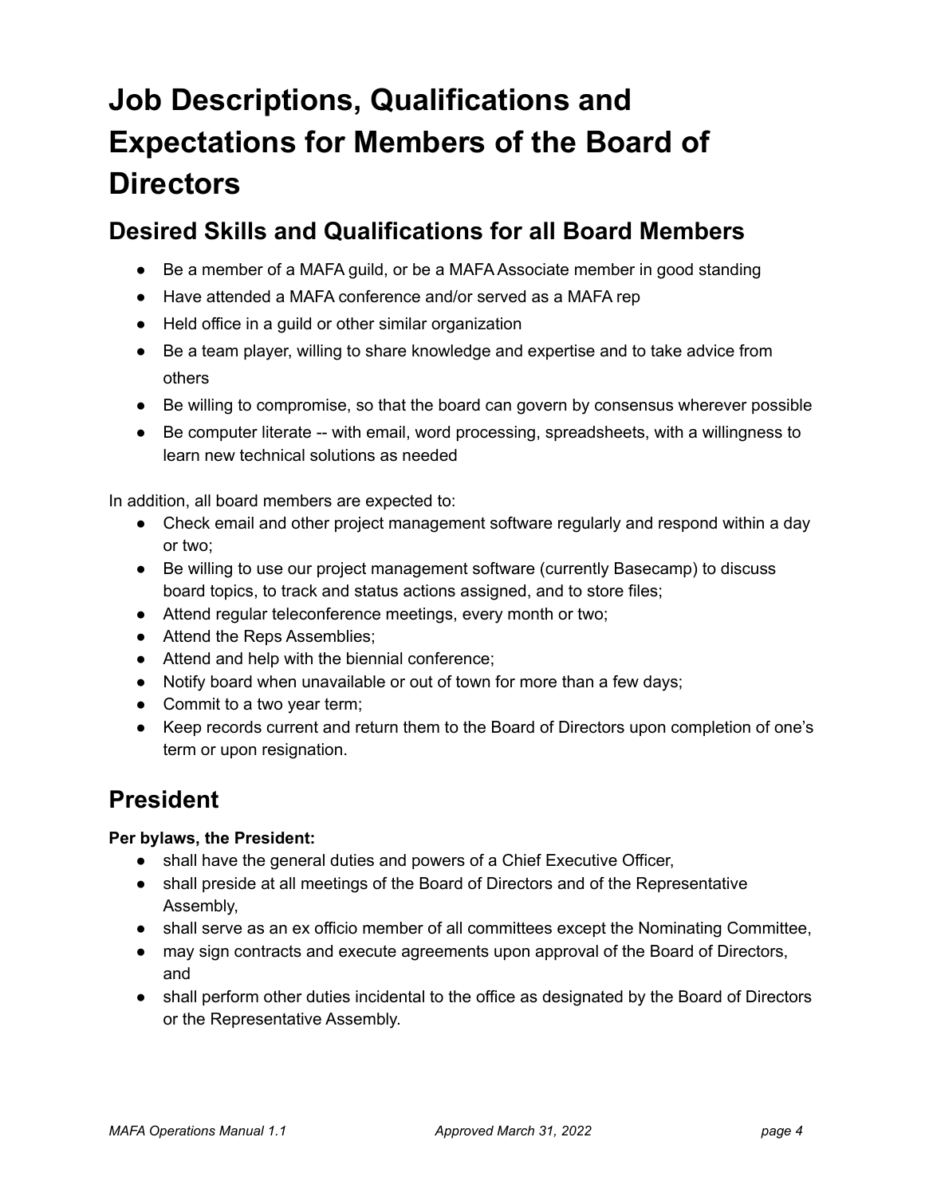# Job Descriptions, Qualifications and Expectations for Members of the Board of Directors

## Desired Skills and Qualifications for all Board Members

- Be a member of a MAFA guild, or be a MAFA Associate member in good standing
- Have attended a MAFA conference and/or served as a MAFA rep
- Held office in a guild or other similar organization
- Be a team player, willing to share knowledge and expertise and to take advice from others
- Be willing to compromise, so that the board can govern by consensus wherever possible
- Be computer literate -- with email, word processing, spreadsheets, with a willingness to learn new technical solutions as needed

In addition, all board members are expected to:

- Check email and other project management software regularly and respond within a day or two;
- Be willing to use our project management software (currently Basecamp) to discuss board topics, to track and status actions assigned, and to store files;
- Attend regular teleconference meetings, every month or two;
- Attend the Reps Assemblies;
- Attend and help with the biennial conference;
- Notify board when unavailable or out of town for more than a few days;
- Commit to a two year term;
- Keep records current and return them to the Board of Directors upon completion of one's term or upon resignation.

## President

**Per bylaws, the President:**

- shall have the general duties and powers of a Chief Executive Officer,
- shall preside at all meetings of the Board of Directors and of the Representative Assembly,
- shall serve as an ex officio member of all committees except the Nominating Committee,
- may sign contracts and execute agreements upon approval of the Board of Directors, and
- shall perform other duties incidental to the office as designated by the Board of Directors or the Representative Assembly.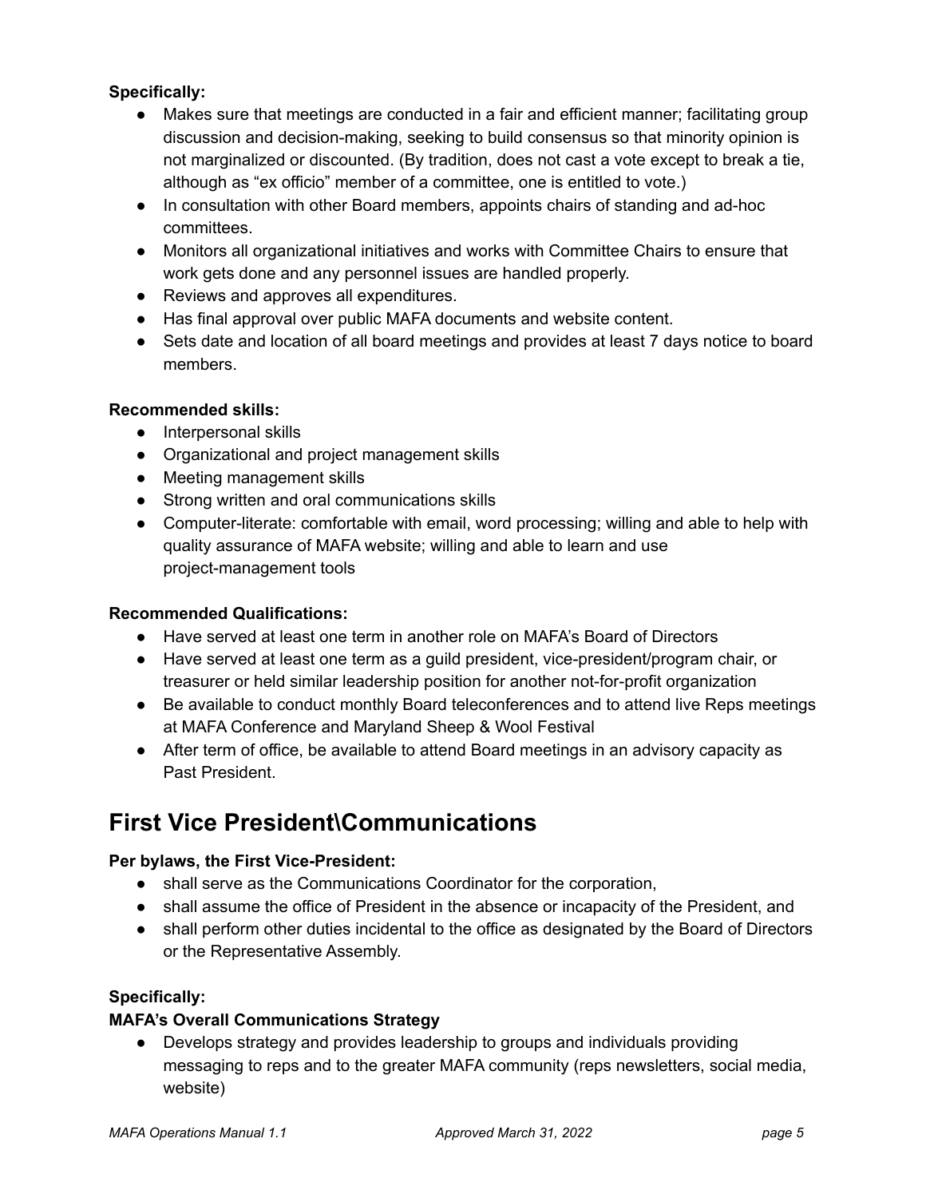**Specifically:**

- Makes sure that meetings are conducted in a fair and efficient manner; facilitating group discussion and decision-making, seeking to build consensus so that minority opinion is not marginalized or discounted. (By tradition, does not cast a vote except to break a tie, although as "ex officio" member of a committee, one is entitled to vote.)
- In consultation with other Board members, appoints chairs of standing and ad-hoc committees.
- Monitors all organizational initiatives and works with Committee Chairs to ensure that work gets done and any personnel issues are handled properly.
- Reviews and approves all expenditures.
- Has final approval over public MAFA documents and website content.
- Sets date and location of all board meetings and provides at least 7 days notice to board members.

**Recommended skills:**

- Interpersonal skills
- Organizational and project management skills
- Meeting management skills
- Strong written and oral communications skills
- Computer-literate: comfortable with email, word processing; willing and able to help with quality assurance of MAFA website; willing and able to learn and use project-management tools

**Recommended Qualifications:**

- Have served at least one term in another role on MAFA's Board of Directors
- Have served at least one term as a guild president, vice-president/program chair, or treasurer or held similar leadership position for another not-for-profit organization
- Be available to conduct monthly Board teleconferences and to attend live Reps meetings at MAFA Conference and Maryland Sheep & Wool Festival
- After term of office, be available to attend Board meetings in an advisory capacity as Past President.

# First Vice President\Communications

**Per bylaws, the First Vice-President:**

- shall serve as the Communications Coordinator for the corporation,
- shall assume the office of President in the absence or incapacity of the President, and
- shall perform other duties incidental to the office as designated by the Board of Directors or the Representative Assembly.

**Specifically:**

**MAFA's Overall Communications Strategy**

- Develops strategy and provides leadership to groups and individuals providing messaging to reps and to the greater MAFA community (reps newsletters, social media, website)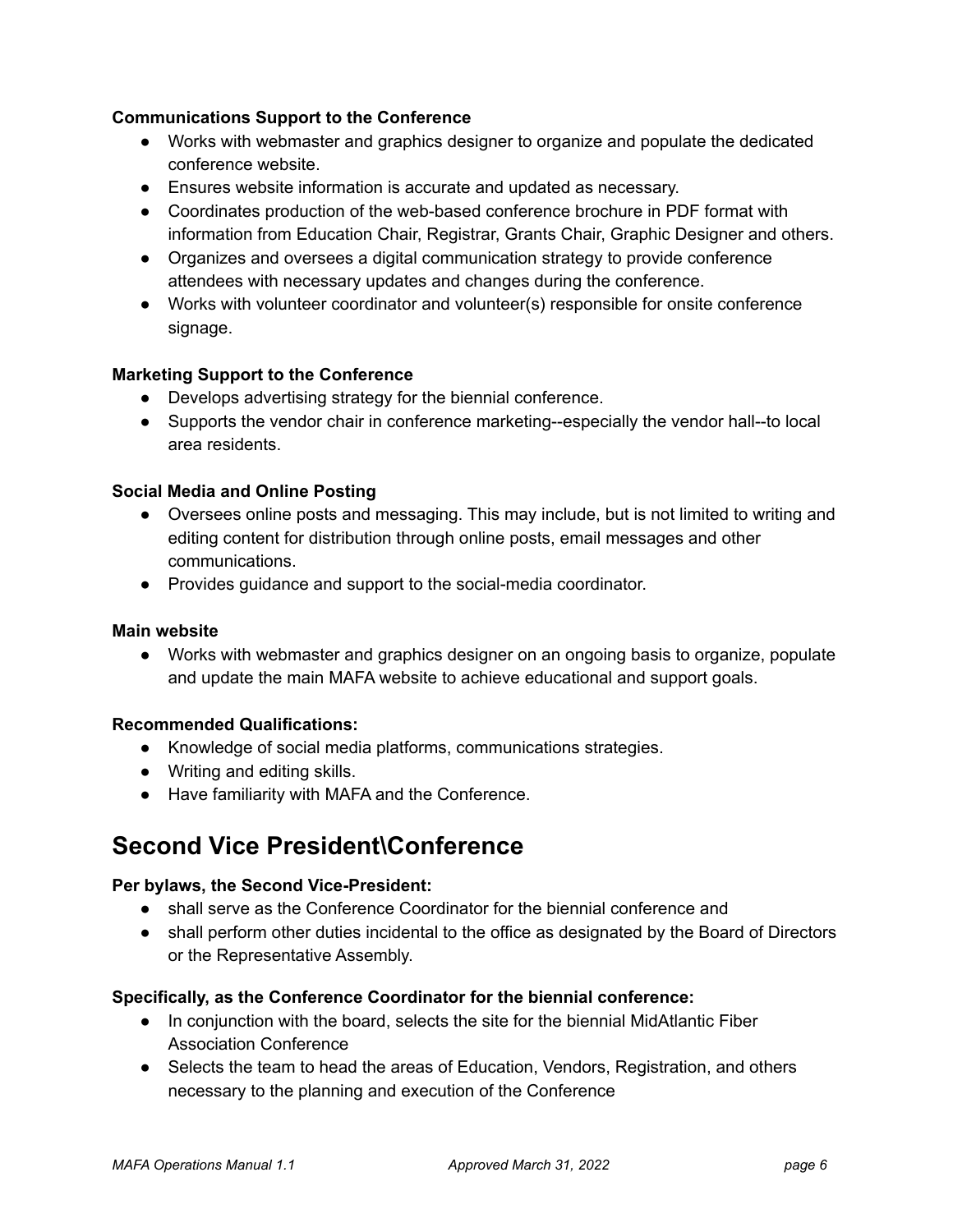**Communications Support to the Conference**

- Works with webmaster and graphics designer to organize and populate the dedicated conference website.
- Ensures website information is accurate and updated as necessary.
- Coordinates production of the web-based conference brochure in PDF format with information from Education Chair, Registrar, Grants Chair, Graphic Designer and others.
- Organizes and oversees a digital communication strategy to provide conference attendees with necessary updates and changes during the conference.
- Works with volunteer coordinator and volunteer(s) responsible for onsite conference signage.

**Marketing Support to the Conference**

- Develops advertising strategy for the biennial conference.
- Supports the vendor chair in conference marketing--especially the vendor hall--to local area residents.

**Social Media and Online Posting**

- Oversees online posts and messaging. This may include, but is not limited to writing and editing content for distribution through online posts, email messages and other communications.
- Provides guidance and support to the social-media coordinator.

**Main website**

- Works with webmaster and graphics designer on an ongoing basis to organize, populate and update the main MAFA website to achieve educational and support goals.

**Recommended Qualifications:**

- Knowledge of social media platforms, communications strategies.
- Writing and editing skills.
- Have familiarity with MAFA and the Conference.

## Second Vice President\Conference

**Per bylaws, the Second Vice-President:**

- shall serve as the Conference Coordinator for the biennial conference and
- shall perform other duties incidental to the office as designated by the Board of Directors or the Representative Assembly.

**Specifically, as the Conference Coordinator for the biennial conference:**

- In conjunction with the board, selects the site for the biennial MidAtlantic Fiber Association Conference
- Selects the team to head the areas of Education, Vendors, Registration, and others necessary to the planning and execution of the Conference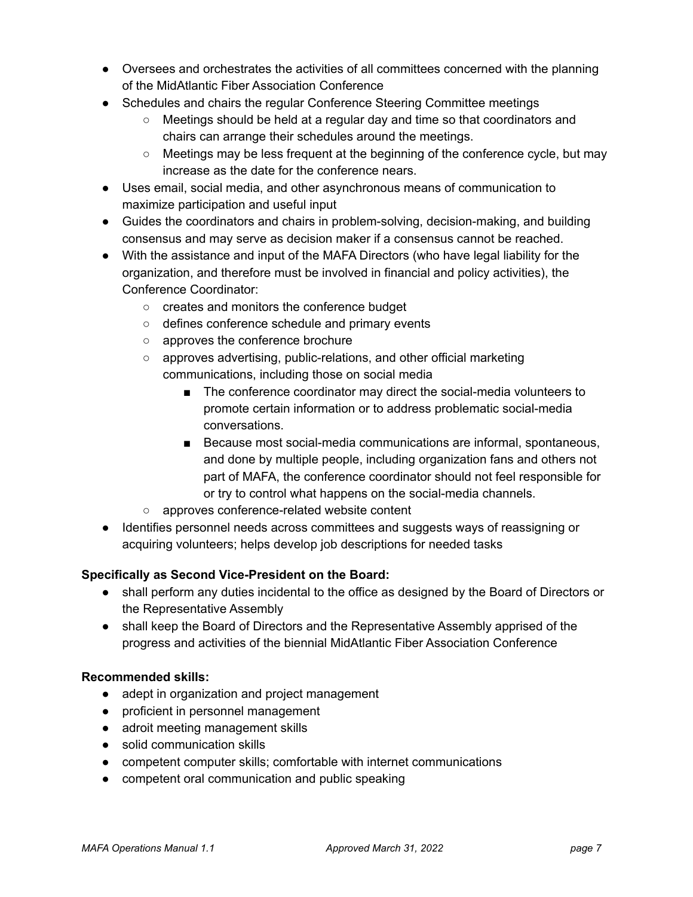- Oversees and orchestrates the activities of all committees concerned with the planning of the MidAtlantic Fiber Association Conference
- Schedules and chairs the regular Conference Steering Committee meetings
    - Meetings should be held at a regular day and time so that coordinators and chairs can arrange their schedules around the meetings.
    - Meetings may be less frequent at the beginning of the conference cycle, but may increase as the date for the conference nears.
- Uses email, social media, and other asynchronous means of communication to maximize participation and useful input
- Guides the coordinators and chairs in problem-solving, decision-making, and building consensus and may serve as decision maker if a consensus cannot be reached.
- With the assistance and input of the MAFA Directors (who have legal liability for the organization, and therefore must be involved in financial and policy activities), the Conference Coordinator:
    - creates and monitors the conference budget
    - defines conference schedule and primary events
    - approves the conference brochure
    - approves advertising, public-relations, and other official marketing communications, including those on social media
        - The conference coordinator may direct the social-media volunteers to promote certain information or to address problematic social-media conversations.
        - Because most social-media communications are informal, spontaneous, and done by multiple people, including organization fans and others not part of MAFA, the conference coordinator should not feel responsible for or try to control what happens on the social-media channels.
    - approves conference-related website content
- Identifies personnel needs across committees and suggests ways of reassigning or acquiring volunteers; helps develop job descriptions for needed tasks

**Specifically as Second Vice-President on the Board:**

- shall perform any duties incidental to the office as designed by the Board of Directors or the Representative Assembly
- shall keep the Board of Directors and the Representative Assembly apprised of the progress and activities of the biennial MidAtlantic Fiber Association Conference

**Recommended skills:**

- adept in organization and project management
- proficient in personnel management
- adroit meeting management skills
- solid communication skills
- competent computer skills; comfortable with internet communications
- competent oral communication and public speaking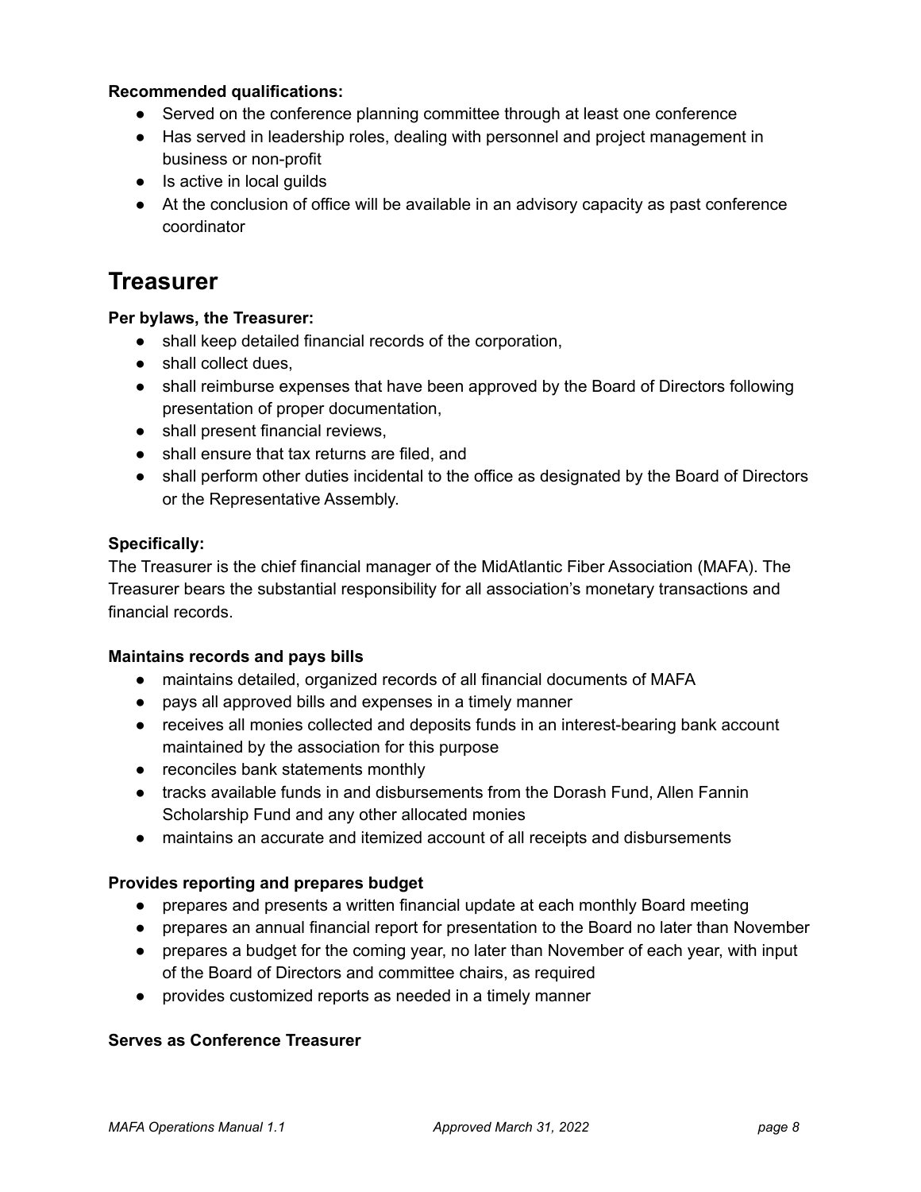**Recommended qualifications:**

- Served on the conference planning committee through at least one conference
- Has served in leadership roles, dealing with personnel and project management in business or non-profit
- Is active in local guilds
- At the conclusion of office will be available in an advisory capacity as past conference coordinator

# Treasurer

**Per bylaws, the Treasurer:**

- shall keep detailed financial records of the corporation,
- shall collect dues,
- shall reimburse expenses that have been approved by the Board of Directors following presentation of proper documentation,
- shall present financial reviews,
- shall ensure that tax returns are filed, and
- shall perform other duties incidental to the office as designated by the Board of Directors or the Representative Assembly.

**Specifically:**

The Treasurer is the chief financial manager of the MidAtlantic Fiber Association (MAFA). The Treasurer bears the substantial responsibility for all association's monetary transactions and financial records.

**Maintains records and pays bills**

- maintains detailed, organized records of all financial documents of MAFA
- pays all approved bills and expenses in a timely manner
- receives all monies collected and deposits funds in an interest-bearing bank account maintained by the association for this purpose
- reconciles bank statements monthly
- tracks available funds in and disbursements from the Dorash Fund, Allen Fannin Scholarship Fund and any other allocated monies
- maintains an accurate and itemized account of all receipts and disbursements

**Provides reporting and prepares budget**

- prepares and presents a written financial update at each monthly Board meeting
- prepares an annual financial report for presentation to the Board no later than November
- prepares a budget for the coming year, no later than November of each year, with input of the Board of Directors and committee chairs, as required
- provides customized reports as needed in a timely manner

**Serves as Conference Treasurer**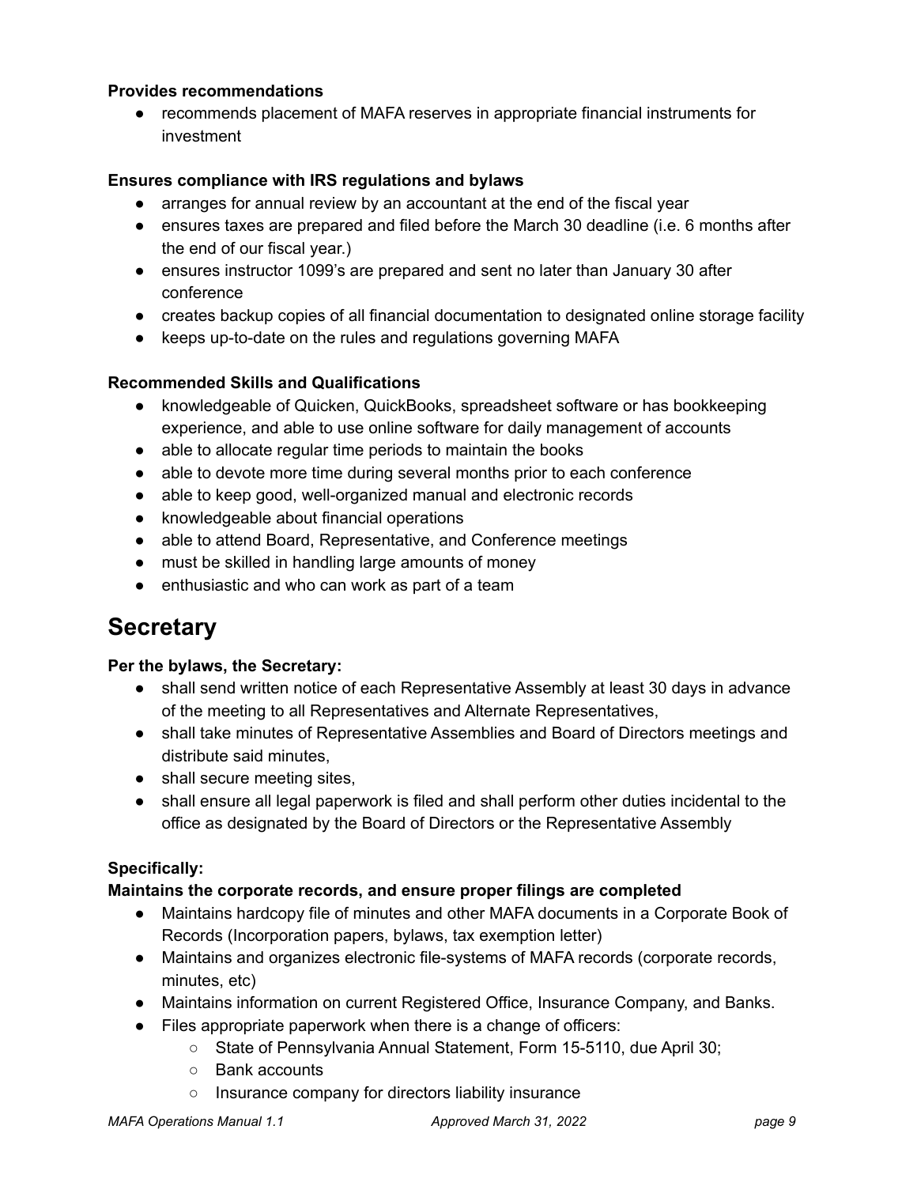**Provides recommendations**

- recommends placement of MAFA reserves in appropriate financial instruments for investment

**Ensures compliance with IRS regulations and bylaws**

- arranges for annual review by an accountant at the end of the fiscal year
- ensures taxes are prepared and filed before the March 30 deadline (i.e. 6 months after the end of our fiscal year.)
- ensures instructor 1099's are prepared and sent no later than January 30 after conference
- creates backup copies of all financial documentation to designated online storage facility
- keeps up-to-date on the rules and regulations governing MAFA

**Recommended Skills and Qualifications**

- knowledgeable of Quicken, QuickBooks, spreadsheet software or has bookkeeping experience, and able to use online software for daily management of accounts
- able to allocate regular time periods to maintain the books
- able to devote more time during several months prior to each conference
- able to keep good, well-organized manual and electronic records
- knowledgeable about financial operations
- able to attend Board, Representative, and Conference meetings
- must be skilled in handling large amounts of money
- enthusiastic and who can work as part of a team

# Secretary

**Per the bylaws, the Secretary:**

- shall send written notice of each Representative Assembly at least 30 days in advance of the meeting to all Representatives and Alternate Representatives,
- shall take minutes of Representative Assemblies and Board of Directors meetings and distribute said minutes,
- shall secure meeting sites,
- shall ensure all legal paperwork is filed and shall perform other duties incidental to the office as designated by the Board of Directors or the Representative Assembly

**Specifically:**

**Maintains the corporate records, and ensure proper filings are completed**

- Maintains hardcopy file of minutes and other MAFA documents in a Corporate Book of Records (Incorporation papers, bylaws, tax exemption letter)
- Maintains and organizes electronic file-systems of MAFA records (corporate records, minutes, etc)
- Maintains information on current Registered Office, Insurance Company, and Banks.
- Files appropriate paperwork when there is a change of officers:
  - State of Pennsylvania Annual Statement, Form 15-5110, due April 30;
  - Bank accounts
  - Insurance company for directors liability insurance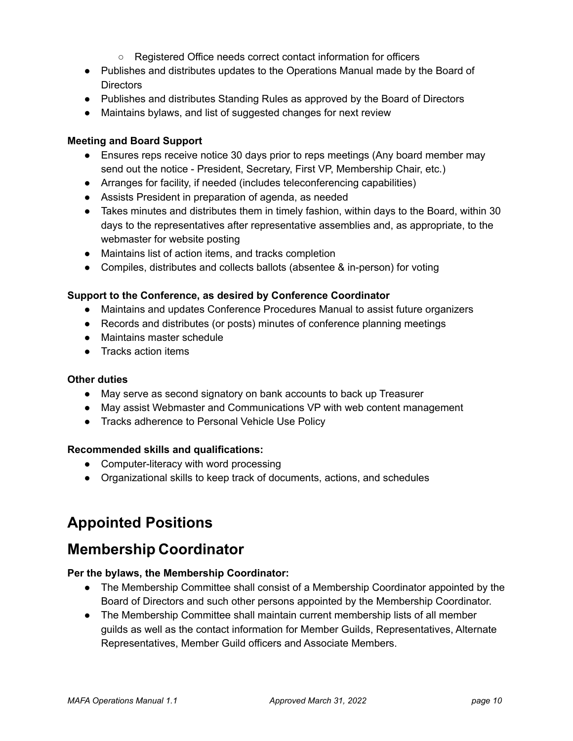- Registered Office needs correct contact information for officers
- Publishes and distributes updates to the Operations Manual made by the Board of Directors
- Publishes and distributes Standing Rules as approved by the Board of Directors
- Maintains bylaws, and list of suggested changes for next review

**Meeting and Board Support**

- Ensures reps receive notice 30 days prior to reps meetings (Any board member may send out the notice - President, Secretary, First VP, Membership Chair, etc.)
- Arranges for facility, if needed (includes teleconferencing capabilities)
- Assists President in preparation of agenda, as needed
- Takes minutes and distributes them in timely fashion, within days to the Board, within 30 days to the representatives after representative assemblies and, as appropriate, to the webmaster for website posting
- Maintains list of action items, and tracks completion
- Compiles, distributes and collects ballots (absentee & in-person) for voting

**Support to the Conference, as desired by Conference Coordinator**

- Maintains and updates Conference Procedures Manual to assist future organizers
- Records and distributes (or posts) minutes of conference planning meetings
- Maintains master schedule
- Tracks action items

**Other duties**

- May serve as second signatory on bank accounts to back up Treasurer
- May assist Webmaster and Communications VP with web content management
- Tracks adherence to Personal Vehicle Use Policy

**Recommended skills and qualifications:**

- Computer-literacy with word processing
- Organizational skills to keep track of documents, actions, and schedules

# Appointed Positions

# Membership Coordinator

**Per the bylaws, the Membership Coordinator:**

- The Membership Committee shall consist of a Membership Coordinator appointed by the Board of Directors and such other persons appointed by the Membership Coordinator.
- The Membership Committee shall maintain current membership lists of all member guilds as well as the contact information for Member Guilds, Representatives, Alternate Representatives, Member Guild officers and Associate Members.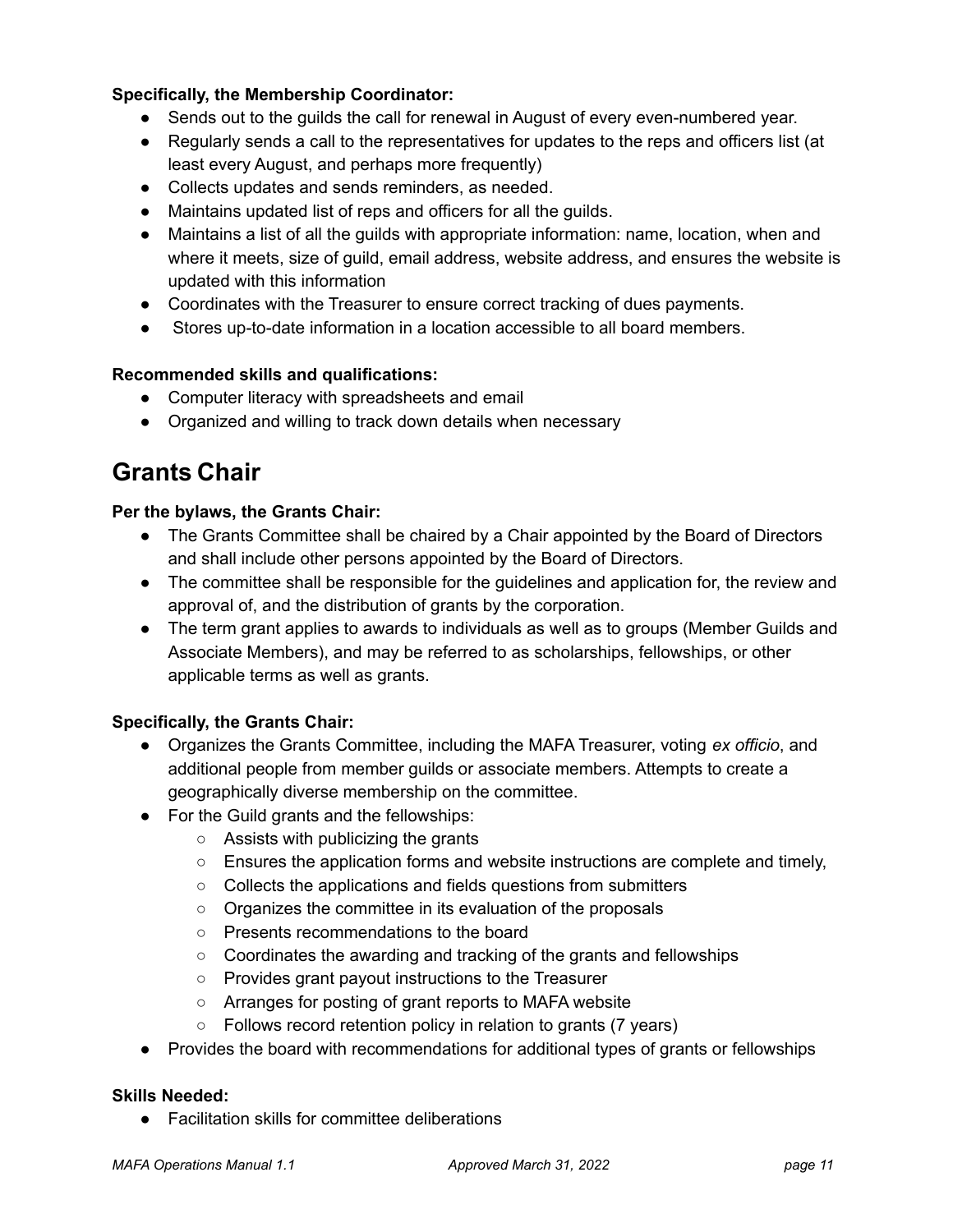**Specifically, the Membership Coordinator:**

- Sends out to the guilds the call for renewal in August of every even-numbered year.
- Regularly sends a call to the representatives for updates to the reps and officers list (at least every August, and perhaps more frequently)
- Collects updates and sends reminders, as needed.
- Maintains updated list of reps and officers for all the guilds.
- Maintains a list of all the guilds with appropriate information: name, location, when and where it meets, size of guild, email address, website address, and ensures the website is updated with this information
- Coordinates with the Treasurer to ensure correct tracking of dues payments.
- Stores up-to-date information in a location accessible to all board members.

**Recommended skills and qualifications:**

- Computer literacy with spreadsheets and email
- Organized and willing to track down details when necessary

# Grants Chair

**Per the bylaws, the Grants Chair:**

- The Grants Committee shall be chaired by a Chair appointed by the Board of Directors and shall include other persons appointed by the Board of Directors.
- The committee shall be responsible for the guidelines and application for, the review and approval of, and the distribution of grants by the corporation.
- The term grant applies to awards to individuals as well as to groups (Member Guilds and Associate Members), and may be referred to as scholarships, fellowships, or other applicable terms as well as grants.

**Specifically, the Grants Chair:**

- Organizes the Grants Committee, including the MAFA Treasurer, voting *ex officio*, and additional people from member guilds or associate members. Attempts to create a geographically diverse membership on the committee.
- For the Guild grants and the fellowships:
  - Assists with publicizing the grants
  - Ensures the application forms and website instructions are complete and timely,
  - Collects the applications and fields questions from submitters
  - Organizes the committee in its evaluation of the proposals
  - Presents recommendations to the board
  - Coordinates the awarding and tracking of the grants and fellowships
  - Provides grant payout instructions to the Treasurer
  - Arranges for posting of grant reports to MAFA website
  - Follows record retention policy in relation to grants (7 years)
- Provides the board with recommendations for additional types of grants or fellowships

**Skills Needed:**

- Facilitation skills for committee deliberations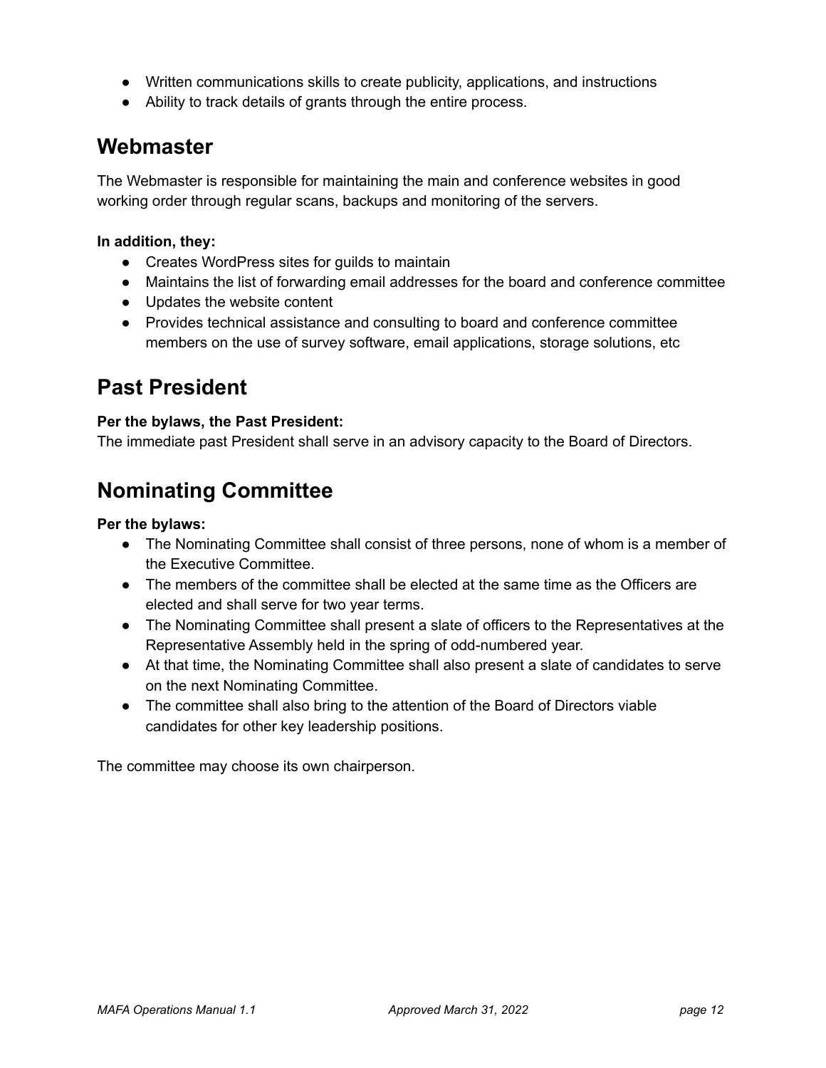- Written communications skills to create publicity, applications, and instructions
- Ability to track details of grants through the entire process.

## Webmaster

The Webmaster is responsible for maintaining the main and conference websites in good working order through regular scans, backups and monitoring of the servers.

**In addition, they:**

- Creates WordPress sites for guilds to maintain
- Maintains the list of forwarding email addresses for the board and conference committee
- Updates the website content
- Provides technical assistance and consulting to board and conference committee members on the use of survey software, email applications, storage solutions, etc

## Past President

**Per the bylaws, the Past President:**
The immediate past President shall serve in an advisory capacity to the Board of Directors.

## Nominating Committee

**Per the bylaws:**

- The Nominating Committee shall consist of three persons, none of whom is a member of the Executive Committee.
- The members of the committee shall be elected at the same time as the Officers are elected and shall serve for two year terms.
- The Nominating Committee shall present a slate of officers to the Representatives at the Representative Assembly held in the spring of odd-numbered year.
- At that time, the Nominating Committee shall also present a slate of candidates to serve on the next Nominating Committee.
- The committee shall also bring to the attention of the Board of Directors viable candidates for other key leadership positions.

The committee may choose its own chairperson.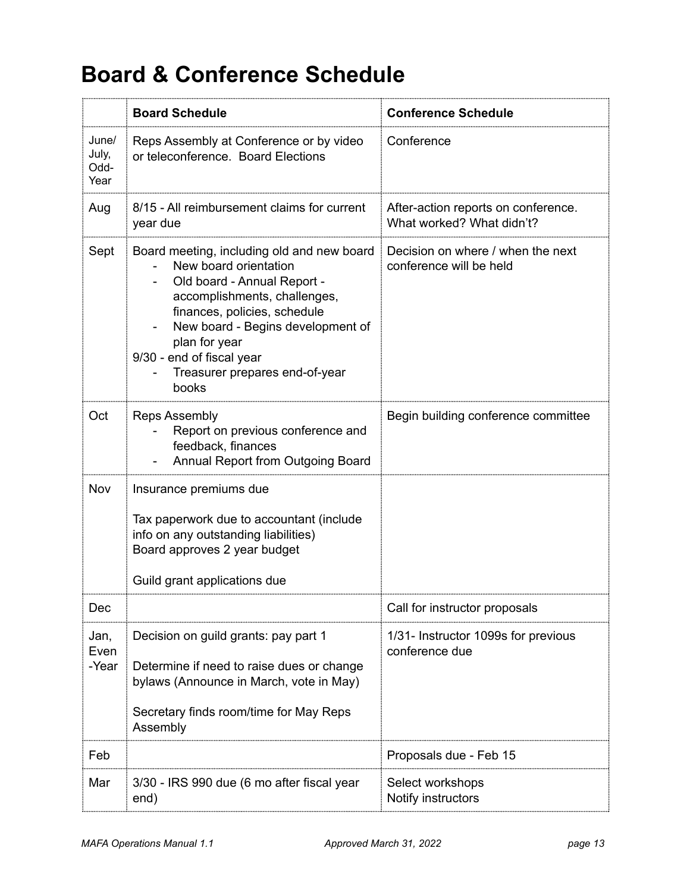# Board & Conference Schedule

| | Board Schedule | Conference Schedule |
|---|---|---|
| June/ July, Odd-Year | Reps Assembly at Conference or by video or teleconference. Board Elections | Conference |
| Aug | 8/15 - All reimbursement claims for current year due | After-action reports on conference. What worked? What didn't? |
| Sept | Board meeting, including old and new board<br>- New board orientation<br>- Old board - Annual Report - accomplishments, challenges, finances, policies, schedule<br>- New board - Begins development of plan for year<br>9/30 - end of fiscal year<br>- Treasurer prepares end-of-year books | Decision on where / when the next conference will be held |
| Oct | Reps Assembly<br>- Report on previous conference and feedback, finances<br>- Annual Report from Outgoing Board | Begin building conference committee |
| Nov | Insurance premiums due<br><br>Tax paperwork due to accountant (include info on any outstanding liabilities)<br>Board approves 2 year budget<br><br>Guild grant applications due | |
| Dec | | Call for instructor proposals |
| Jan, Even -Year | Decision on guild grants: pay part 1<br><br>Determine if need to raise dues or change bylaws (Announce in March, vote in May)<br><br>Secretary finds room/time for May Reps Assembly | 1/31- Instructor 1099s for previous conference due |
| Feb | | Proposals due - Feb 15 |
| Mar | 3/30 - IRS 990 due (6 mo after fiscal year end) | Select workshops<br>Notify instructors |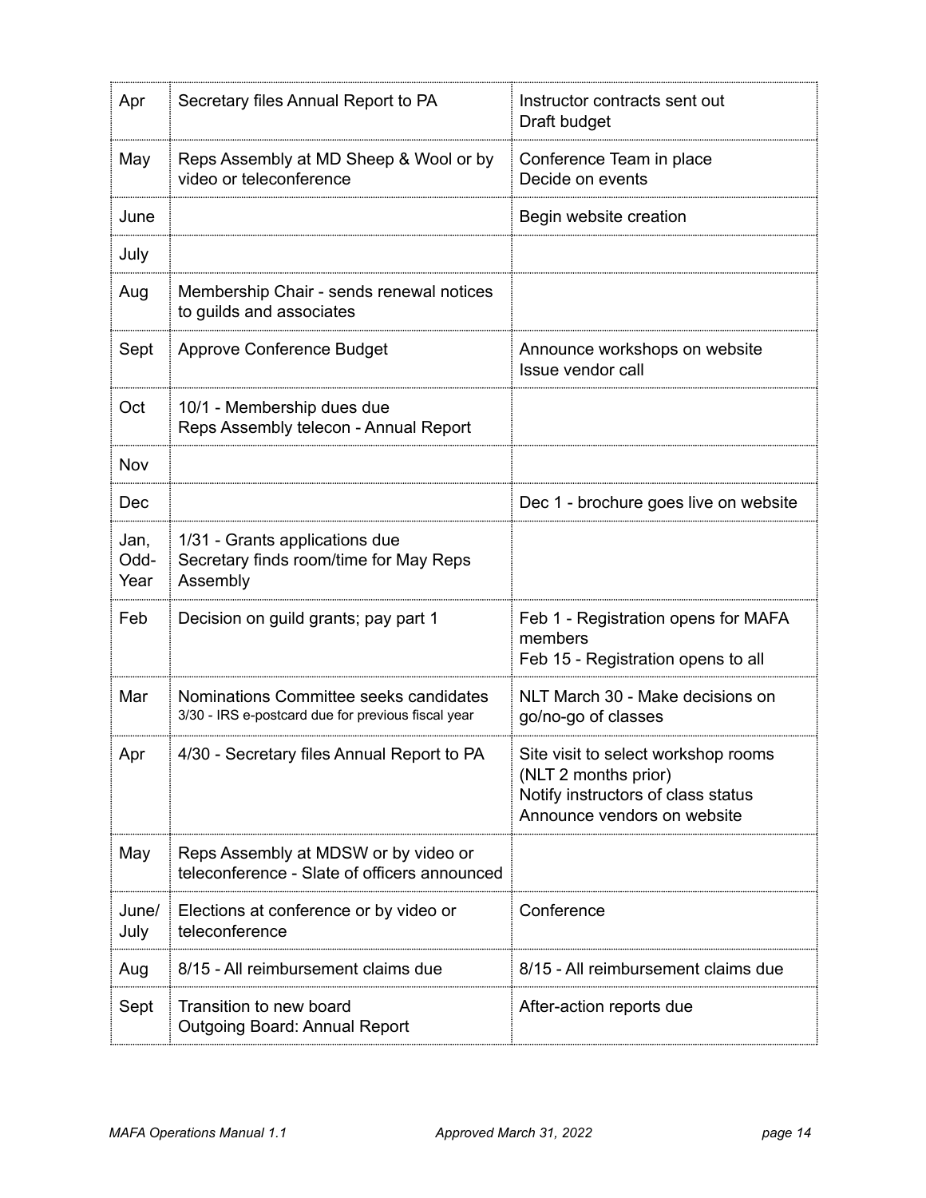| | | |
|---|---|---|
| Apr | Secretary files Annual Report to PA | Instructor contracts sent out<br>Draft budget |
| May | Reps Assembly at MD Sheep & Wool or by video or teleconference | Conference Team in place<br>Decide on events |
| June | | Begin website creation |
| July | | |
| Aug | Membership Chair - sends renewal notices to guilds and associates | |
| Sept | Approve Conference Budget | Announce workshops on website<br>Issue vendor call |
| Oct | 10/1 - Membership dues due<br>Reps Assembly telecon - Annual Report | |
| Nov | | |
| Dec | | Dec 1 - brochure goes live on website |
| Jan, Odd-Year | 1/31 - Grants applications due<br>Secretary finds room/time for May Reps Assembly | |
| Feb | Decision on guild grants; pay part 1 | Feb 1 - Registration opens for MAFA members<br>Feb 15 - Registration opens to all |
| Mar | Nominations Committee seeks candidates<br>3/30 - IRS e-postcard due for previous fiscal year | NLT March 30 - Make decisions on go/no-go of classes |
| Apr | 4/30 - Secretary files Annual Report to PA | Site visit to select workshop rooms (NLT 2 months prior)<br>Notify instructors of class status<br>Announce vendors on website |
| May | Reps Assembly at MDSW or by video or teleconference - Slate of officers announced | |
| June/ July | Elections at conference or by video or teleconference | Conference |
| Aug | 8/15 - All reimbursement claims due | 8/15 - All reimbursement claims due |
| Sept | Transition to new board<br>Outgoing Board: Annual Report | After-action reports due |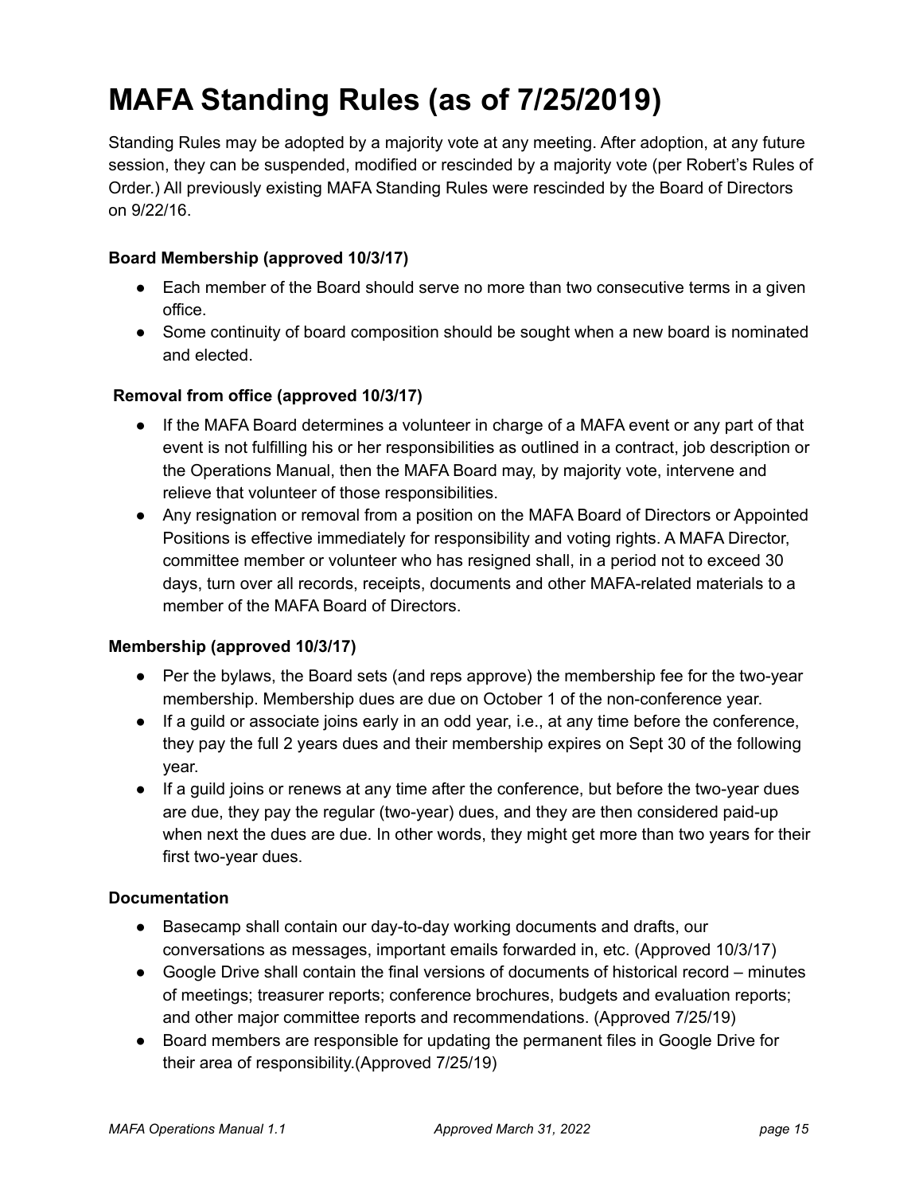# MAFA Standing Rules (as of 7/25/2019)

Standing Rules may be adopted by a majority vote at any meeting. After adoption, at any future session, they can be suspended, modified or rescinded by a majority vote (per Robert's Rules of Order.) All previously existing MAFA Standing Rules were rescinded by the Board of Directors on 9/22/16.

**Board Membership (approved 10/3/17)**

- Each member of the Board should serve no more than two consecutive terms in a given office.
- Some continuity of board composition should be sought when a new board is nominated and elected.

**Removal from office (approved 10/3/17)**

- If the MAFA Board determines a volunteer in charge of a MAFA event or any part of that event is not fulfilling his or her responsibilities as outlined in a contract, job description or the Operations Manual, then the MAFA Board may, by majority vote, intervene and relieve that volunteer of those responsibilities.
- Any resignation or removal from a position on the MAFA Board of Directors or Appointed Positions is effective immediately for responsibility and voting rights. A MAFA Director, committee member or volunteer who has resigned shall, in a period not to exceed 30 days, turn over all records, receipts, documents and other MAFA-related materials to a member of the MAFA Board of Directors.

**Membership (approved 10/3/17)**

- Per the bylaws, the Board sets (and reps approve) the membership fee for the two-year membership. Membership dues are due on October 1 of the non-conference year.
- If a guild or associate joins early in an odd year, i.e., at any time before the conference, they pay the full 2 years dues and their membership expires on Sept 30 of the following year.
- If a guild joins or renews at any time after the conference, but before the two-year dues are due, they pay the regular (two-year) dues, and they are then considered paid-up when next the dues are due. In other words, they might get more than two years for their first two-year dues.

**Documentation**

- Basecamp shall contain our day-to-day working documents and drafts, our conversations as messages, important emails forwarded in, etc. (Approved 10/3/17)
- Google Drive shall contain the final versions of documents of historical record – minutes of meetings; treasurer reports; conference brochures, budgets and evaluation reports; and other major committee reports and recommendations. (Approved 7/25/19)
- Board members are responsible for updating the permanent files in Google Drive for their area of responsibility.(Approved 7/25/19)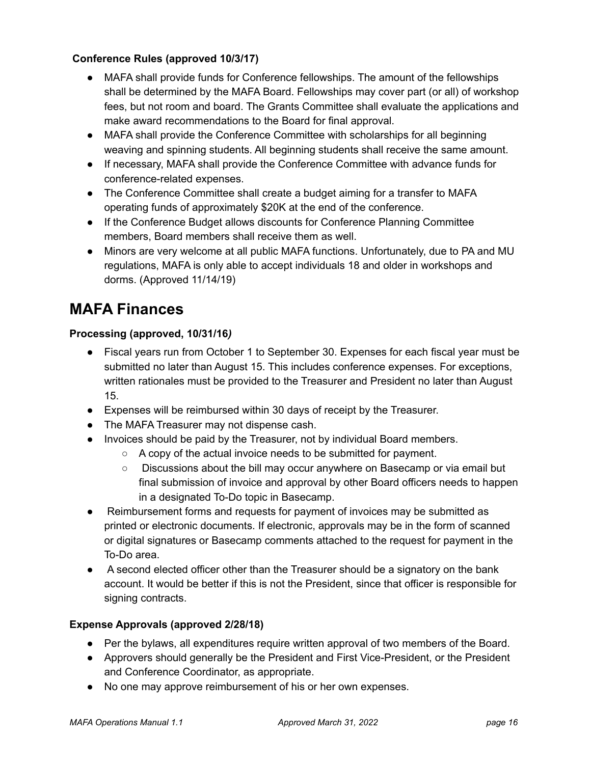**Conference Rules (approved 10/3/17)**

- MAFA shall provide funds for Conference fellowships. The amount of the fellowships shall be determined by the MAFA Board. Fellowships may cover part (or all) of workshop fees, but not room and board. The Grants Committee shall evaluate the applications and make award recommendations to the Board for final approval.
- MAFA shall provide the Conference Committee with scholarships for all beginning weaving and spinning students. All beginning students shall receive the same amount.
- If necessary, MAFA shall provide the Conference Committee with advance funds for conference-related expenses.
- The Conference Committee shall create a budget aiming for a transfer to MAFA operating funds of approximately $20K at the end of the conference.
- If the Conference Budget allows discounts for Conference Planning Committee members, Board members shall receive them as well.
- Minors are very welcome at all public MAFA functions. Unfortunately, due to PA and MU regulations, MAFA is only able to accept individuals 18 and older in workshops and dorms. (Approved 11/14/19)

# MAFA Finances

**Processing (approved, 10/31/16*)***

- Fiscal years run from October 1 to September 30. Expenses for each fiscal year must be submitted no later than August 15. This includes conference expenses. For exceptions, written rationales must be provided to the Treasurer and President no later than August 15.
- Expenses will be reimbursed within 30 days of receipt by the Treasurer.
- The MAFA Treasurer may not dispense cash.
- Invoices should be paid by the Treasurer, not by individual Board members.
  - A copy of the actual invoice needs to be submitted for payment.
  - Discussions about the bill may occur anywhere on Basecamp or via email but final submission of invoice and approval by other Board officers needs to happen in a designated To-Do topic in Basecamp.
- Reimbursement forms and requests for payment of invoices may be submitted as printed or electronic documents. If electronic, approvals may be in the form of scanned or digital signatures or Basecamp comments attached to the request for payment in the To-Do area.
- A second elected officer other than the Treasurer should be a signatory on the bank account. It would be better if this is not the President, since that officer is responsible for signing contracts.

**Expense Approvals (approved 2/28/18)**

- Per the bylaws, all expenditures require written approval of two members of the Board.
- Approvers should generally be the President and First Vice-President, or the President and Conference Coordinator, as appropriate.
- No one may approve reimbursement of his or her own expenses.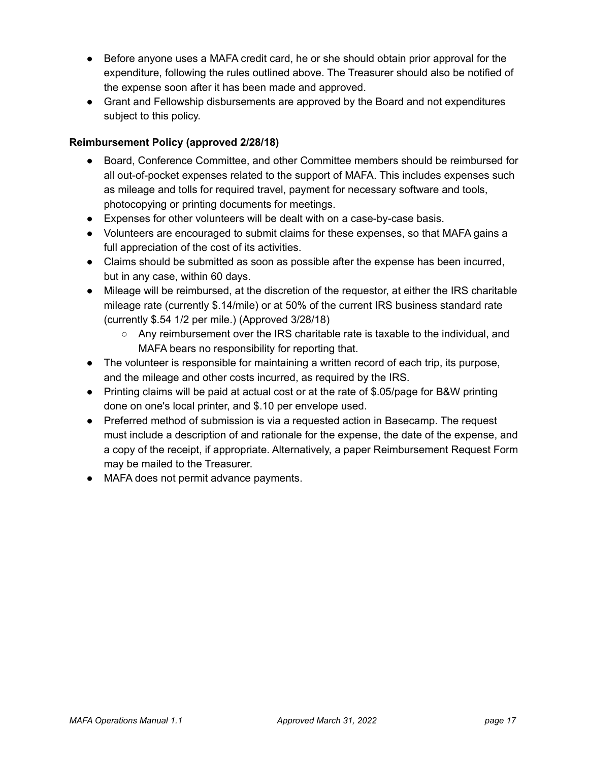- Before anyone uses a MAFA credit card, he or she should obtain prior approval for the expenditure, following the rules outlined above. The Treasurer should also be notified of the expense soon after it has been made and approved.
- Grant and Fellowship disbursements are approved by the Board and not expenditures subject to this policy.

**Reimbursement Policy (approved 2/28/18)**

- Board, Conference Committee, and other Committee members should be reimbursed for all out-of-pocket expenses related to the support of MAFA. This includes expenses such as mileage and tolls for required travel, payment for necessary software and tools, photocopying or printing documents for meetings.
- Expenses for other volunteers will be dealt with on a case-by-case basis.
- Volunteers are encouraged to submit claims for these expenses, so that MAFA gains a full appreciation of the cost of its activities.
- Claims should be submitted as soon as possible after the expense has been incurred, but in any case, within 60 days.
- Mileage will be reimbursed, at the discretion of the requestor, at either the IRS charitable mileage rate (currently $.14/mile) or at 50% of the current IRS business standard rate (currently $.54 1/2 per mile.) (Approved 3/28/18)
  - Any reimbursement over the IRS charitable rate is taxable to the individual, and MAFA bears no responsibility for reporting that.
- The volunteer is responsible for maintaining a written record of each trip, its purpose, and the mileage and other costs incurred, as required by the IRS.
- Printing claims will be paid at actual cost or at the rate of $.05/page for B&W printing done on one's local printer, and $.10 per envelope used.
- Preferred method of submission is via a requested action in Basecamp. The request must include a description of and rationale for the expense, the date of the expense, and a copy of the receipt, if appropriate. Alternatively, a paper Reimbursement Request Form may be mailed to the Treasurer.
- MAFA does not permit advance payments.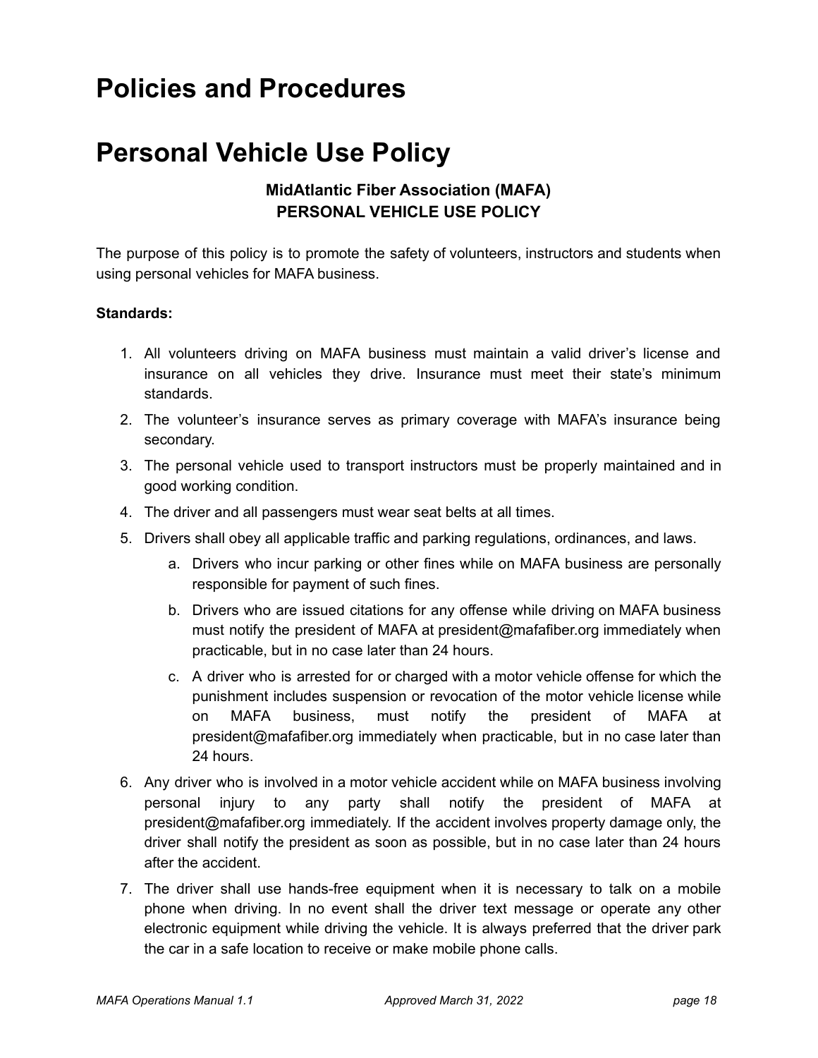# Policies and Procedures

# Personal Vehicle Use Policy

**MidAtlantic Fiber Association (MAFA)**
**PERSONAL VEHICLE USE POLICY**

The purpose of this policy is to promote the safety of volunteers, instructors and students when using personal vehicles for MAFA business.

**Standards:**

1. All volunteers driving on MAFA business must maintain a valid driver's license and insurance on all vehicles they drive. Insurance must meet their state's minimum standards.
2. The volunteer's insurance serves as primary coverage with MAFA's insurance being secondary.
3. The personal vehicle used to transport instructors must be properly maintained and in good working condition.
4. The driver and all passengers must wear seat belts at all times.
5. Drivers shall obey all applicable traffic and parking regulations, ordinances, and laws.
    a. Drivers who incur parking or other fines while on MAFA business are personally responsible for payment of such fines.
    b. Drivers who are issued citations for any offense while driving on MAFA business must notify the president of MAFA at president@mafafiber.org immediately when practicable, but in no case later than 24 hours.
    c. A driver who is arrested for or charged with a motor vehicle offense for which the punishment includes suspension or revocation of the motor vehicle license while on MAFA business, must notify the president of MAFA at president@mafafiber.org immediately when practicable, but in no case later than 24 hours.
6. Any driver who is involved in a motor vehicle accident while on MAFA business involving personal injury to any party shall notify the president of MAFA at president@mafafiber.org immediately. If the accident involves property damage only, the driver shall notify the president as soon as possible, but in no case later than 24 hours after the accident.
7. The driver shall use hands-free equipment when it is necessary to talk on a mobile phone when driving. In no event shall the driver text message or operate any other electronic equipment while driving the vehicle. It is always preferred that the driver park the car in a safe location to receive or make mobile phone calls.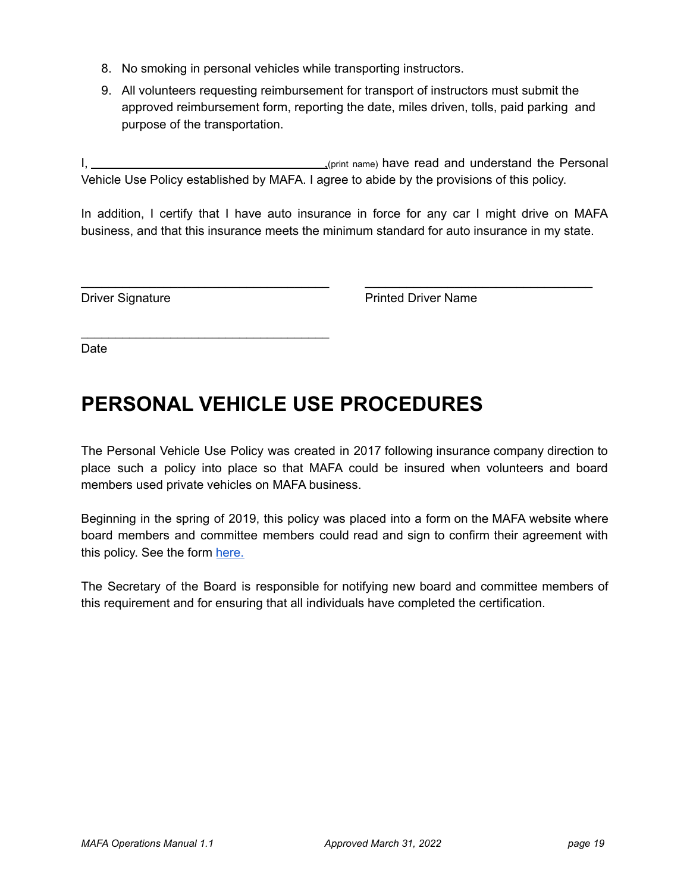8. No smoking in personal vehicles while transporting instructors.
9. All volunteers requesting reimbursement for transport of instructors must submit the approved reimbursement form, reporting the date, miles driven, tolls, paid parking and purpose of the transportation.

I, ________________________________ (print name) have read and understand the Personal Vehicle Use Policy established by MAFA. I agree to abide by the provisions of this policy.

In addition, I certify that I have auto insurance in force for any car I might drive on MAFA business, and that this insurance meets the minimum standard for auto insurance in my state.

________________________________ ________________________________

Driver Signature Printed Driver Name

________________________________

Date

# PERSONAL VEHICLE USE PROCEDURES

The Personal Vehicle Use Policy was created in 2017 following insurance company direction to place such a policy into place so that MAFA could be insured when volunteers and board members used private vehicles on MAFA business.

Beginning in the spring of 2019, this policy was placed into a form on the MAFA website where board members and committee members could read and sign to confirm their agreement with this policy. See the form here.

The Secretary of the Board is responsible for notifying new board and committee members of this requirement and for ensuring that all individuals have completed the certification.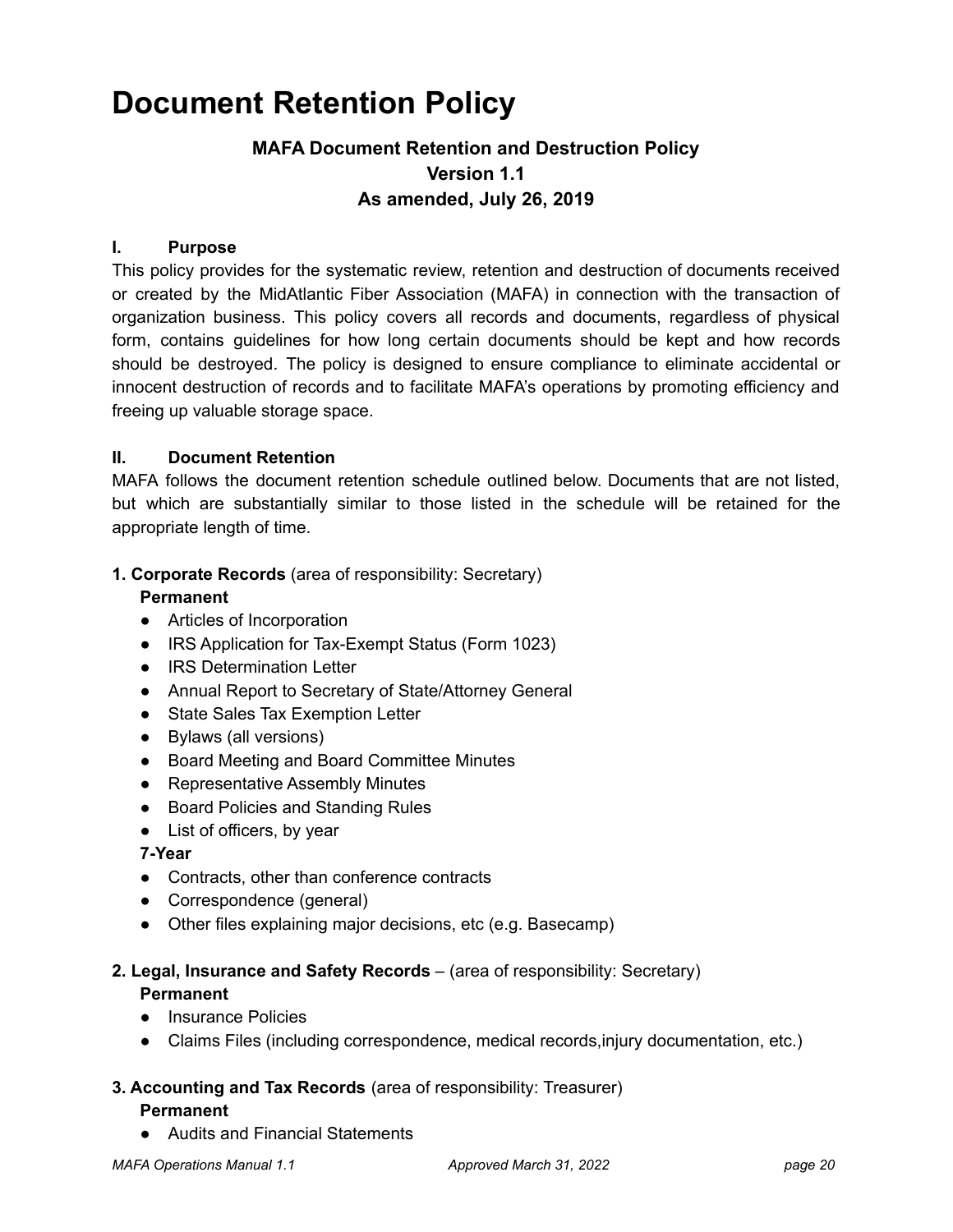# Document Retention Policy

**MAFA Document Retention and Destruction Policy**
**Version 1.1**
**As amended, July 26, 2019**

**I. Purpose**

This policy provides for the systematic review, retention and destruction of documents received or created by the MidAtlantic Fiber Association (MAFA) in connection with the transaction of organization business. This policy covers all records and documents, regardless of physical form, contains guidelines for how long certain documents should be kept and how records should be destroyed. The policy is designed to ensure compliance to eliminate accidental or innocent destruction of records and to facilitate MAFA's operations by promoting efficiency and freeing up valuable storage space.

**II. Document Retention**

MAFA follows the document retention schedule outlined below. Documents that are not listed, but which are substantially similar to those listed in the schedule will be retained for the appropriate length of time.

**1. Corporate Records** (area of responsibility: Secretary)

**Permanent**

- Articles of Incorporation
- IRS Application for Tax-Exempt Status (Form 1023)
- IRS Determination Letter
- Annual Report to Secretary of State/Attorney General
- State Sales Tax Exemption Letter
- Bylaws (all versions)
- Board Meeting and Board Committee Minutes
- Representative Assembly Minutes
- Board Policies and Standing Rules
- List of officers, by year

**7-Year**

- Contracts, other than conference contracts
- Correspondence (general)
- Other files explaining major decisions, etc (e.g. Basecamp)

**2. Legal, Insurance and Safety Records** – (area of responsibility: Secretary)

**Permanent**

- Insurance Policies
- Claims Files (including correspondence, medical records,injury documentation, etc.)

**3. Accounting and Tax Records** (area of responsibility: Treasurer)

**Permanent**

- Audits and Financial Statements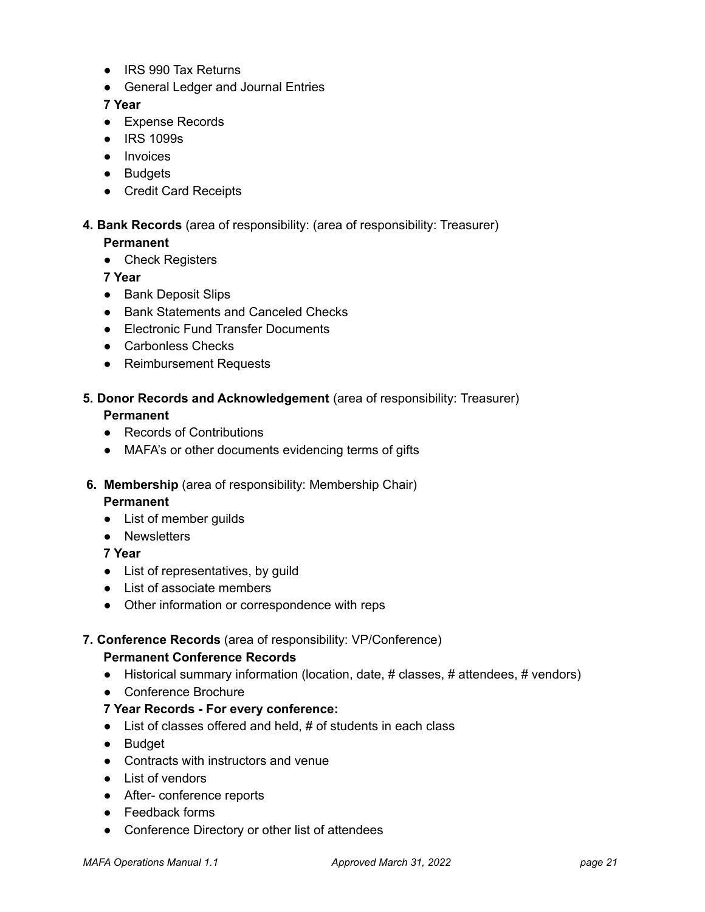- IRS 990 Tax Returns
- General Ledger and Journal Entries

**7 Year**

- Expense Records
- IRS 1099s
- Invoices
- Budgets
- Credit Card Receipts

**4. Bank Records** (area of responsibility: (area of responsibility: Treasurer)

**Permanent**

- Check Registers

**7 Year**

- Bank Deposit Slips
- Bank Statements and Canceled Checks
- Electronic Fund Transfer Documents
- Carbonless Checks
- Reimbursement Requests

**5. Donor Records and Acknowledgement** (area of responsibility: Treasurer)

**Permanent**

- Records of Contributions
- MAFA's or other documents evidencing terms of gifts

**6. Membership** (area of responsibility: Membership Chair)

**Permanent**

- List of member guilds
- Newsletters

**7 Year**

- List of representatives, by guild
- List of associate members
- Other information or correspondence with reps

**7. Conference Records** (area of responsibility: VP/Conference)

**Permanent Conference Records**

- Historical summary information (location, date, # classes, # attendees, # vendors)
- Conference Brochure

**7 Year Records - For every conference:**

- List of classes offered and held, # of students in each class
- Budget
- Contracts with instructors and venue
- List of vendors
- After- conference reports
- Feedback forms
- Conference Directory or other list of attendees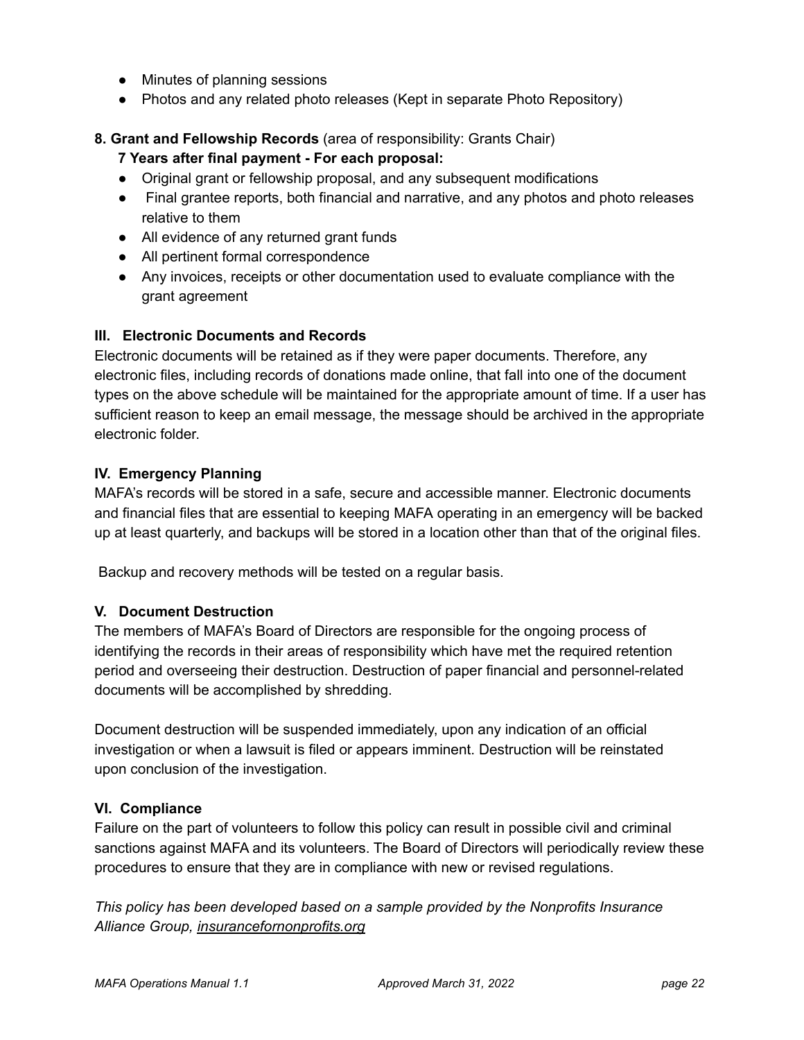- Minutes of planning sessions
- Photos and any related photo releases (Kept in separate Photo Repository)

**8. Grant and Fellowship Records** (area of responsibility: Grants Chair)

**7 Years after final payment - For each proposal:**

- Original grant or fellowship proposal, and any subsequent modifications
- Final grantee reports, both financial and narrative, and any photos and photo releases relative to them
- All evidence of any returned grant funds
- All pertinent formal correspondence
- Any invoices, receipts or other documentation used to evaluate compliance with the grant agreement

## III. Electronic Documents and Records

Electronic documents will be retained as if they were paper documents. Therefore, any electronic files, including records of donations made online, that fall into one of the document types on the above schedule will be maintained for the appropriate amount of time. If a user has sufficient reason to keep an email message, the message should be archived in the appropriate electronic folder.

## IV. Emergency Planning

MAFA's records will be stored in a safe, secure and accessible manner. Electronic documents and financial files that are essential to keeping MAFA operating in an emergency will be backed up at least quarterly, and backups will be stored in a location other than that of the original files.

Backup and recovery methods will be tested on a regular basis.

## V. Document Destruction

The members of MAFA's Board of Directors are responsible for the ongoing process of identifying the records in their areas of responsibility which have met the required retention period and overseeing their destruction. Destruction of paper financial and personnel-related documents will be accomplished by shredding.

Document destruction will be suspended immediately, upon any indication of an official investigation or when a lawsuit is filed or appears imminent. Destruction will be reinstated upon conclusion of the investigation.

## VI. Compliance

Failure on the part of volunteers to follow this policy can result in possible civil and criminal sanctions against MAFA and its volunteers. The Board of Directors will periodically review these procedures to ensure that they are in compliance with new or revised regulations.

*This policy has been developed based on a sample provided by the Nonprofits Insurance Alliance Group, insurancefornonprofits.org*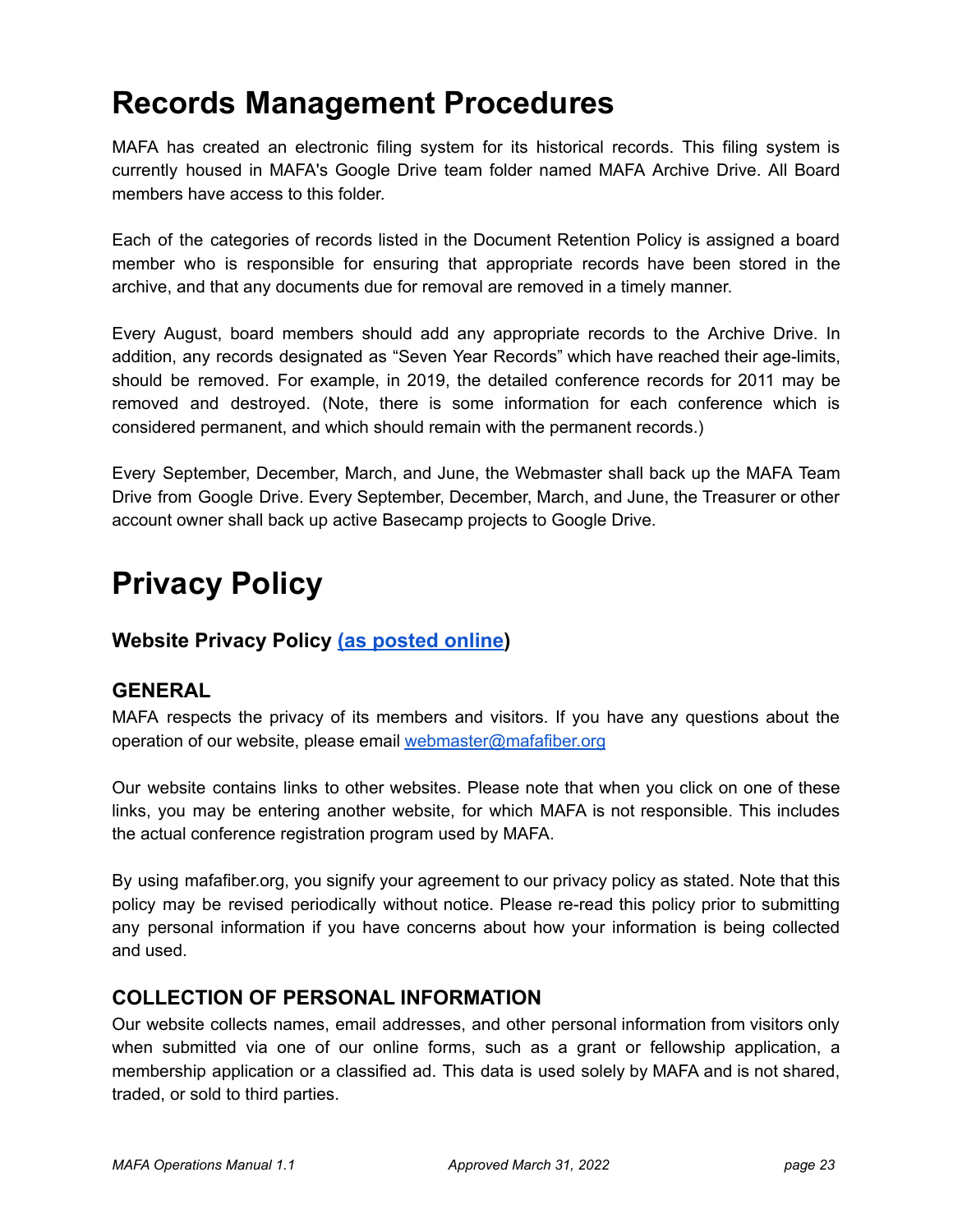# Records Management Procedures

MAFA has created an electronic filing system for its historical records. This filing system is currently housed in MAFA's Google Drive team folder named MAFA Archive Drive. All Board members have access to this folder.

Each of the categories of records listed in the Document Retention Policy is assigned a board member who is responsible for ensuring that appropriate records have been stored in the archive, and that any documents due for removal are removed in a timely manner.

Every August, board members should add any appropriate records to the Archive Drive. In addition, any records designated as "Seven Year Records" which have reached their age-limits, should be removed. For example, in 2019, the detailed conference records for 2011 may be removed and destroyed. (Note, there is some information for each conference which is considered permanent, and which should remain with the permanent records.)

Every September, December, March, and June, the Webmaster shall back up the MAFA Team Drive from Google Drive. Every September, December, March, and June, the Treasurer or other account owner shall back up active Basecamp projects to Google Drive.

# Privacy Policy

### Website Privacy Policy (as posted online)

### GENERAL

MAFA respects the privacy of its members and visitors. If you have any questions about the operation of our website, please email webmaster@mafafiber.org

Our website contains links to other websites. Please note that when you click on one of these links, you may be entering another website, for which MAFA is not responsible. This includes the actual conference registration program used by MAFA.

By using mafafiber.org, you signify your agreement to our privacy policy as stated. Note that this policy may be revised periodically without notice. Please re-read this policy prior to submitting any personal information if you have concerns about how your information is being collected and used.

### COLLECTION OF PERSONAL INFORMATION

Our website collects names, email addresses, and other personal information from visitors only when submitted via one of our online forms, such as a grant or fellowship application, a membership application or a classified ad. This data is used solely by MAFA and is not shared, traded, or sold to third parties.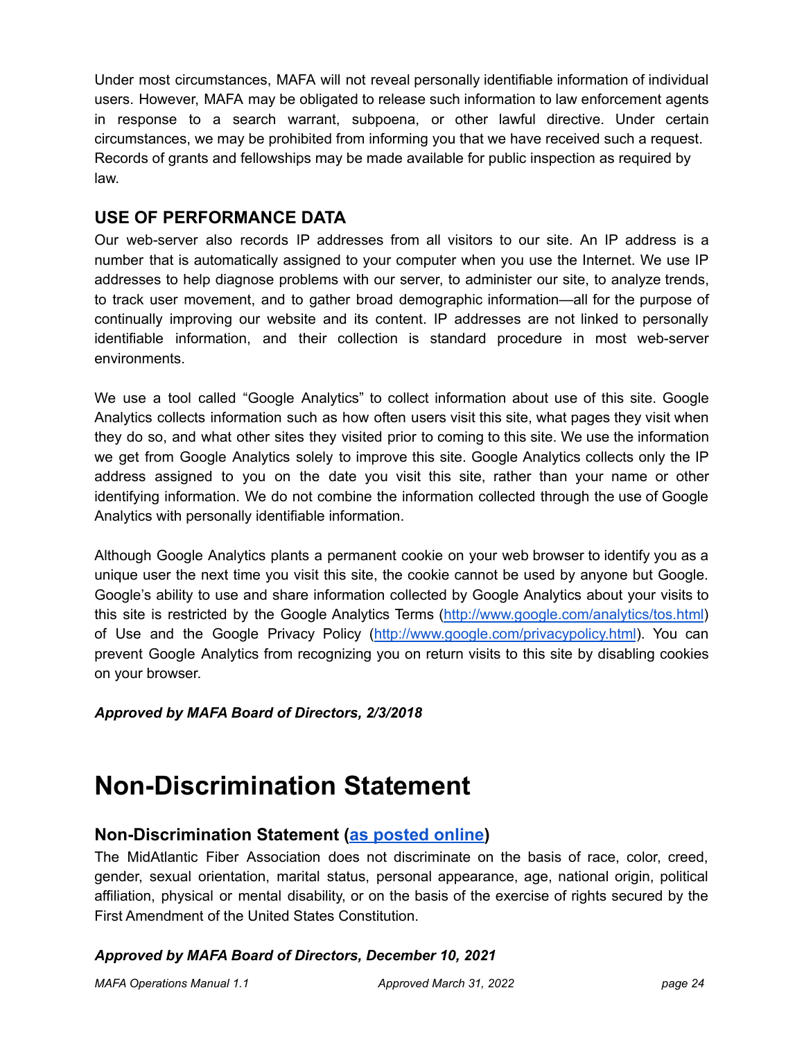Under most circumstances, MAFA will not reveal personally identifiable information of individual users. However, MAFA may be obligated to release such information to law enforcement agents in response to a search warrant, subpoena, or other lawful directive. Under certain circumstances, we may be prohibited from informing you that we have received such a request. Records of grants and fellowships may be made available for public inspection as required by law.

### USE OF PERFORMANCE DATA

Our web-server also records IP addresses from all visitors to our site. An IP address is a number that is automatically assigned to your computer when you use the Internet. We use IP addresses to help diagnose problems with our server, to administer our site, to analyze trends, to track user movement, and to gather broad demographic information—all for the purpose of continually improving our website and its content. IP addresses are not linked to personally identifiable information, and their collection is standard procedure in most web-server environments.

We use a tool called "Google Analytics" to collect information about use of this site. Google Analytics collects information such as how often users visit this site, what pages they visit when they do so, and what other sites they visited prior to coming to this site. We use the information we get from Google Analytics solely to improve this site. Google Analytics collects only the IP address assigned to you on the date you visit this site, rather than your name or other identifying information. We do not combine the information collected through the use of Google Analytics with personally identifiable information.

Although Google Analytics plants a permanent cookie on your web browser to identify you as a unique user the next time you visit this site, the cookie cannot be used by anyone but Google. Google's ability to use and share information collected by Google Analytics about your visits to this site is restricted by the Google Analytics Terms ([http://www.google.com/analytics/tos.html](http://www.google.com/analytics/tos.html)) of Use and the Google Privacy Policy ([http://www.google.com/privacypolicy.html](http://www.google.com/privacypolicy.html)). You can prevent Google Analytics from recognizing you on return visits to this site by disabling cookies on your browser.

***Approved by MAFA Board of Directors, 2/3/2018***

# Non-Discrimination Statement

### Non-Discrimination Statement (as posted online)

The MidAtlantic Fiber Association does not discriminate on the basis of race, color, creed, gender, sexual orientation, marital status, personal appearance, age, national origin, political affiliation, physical or mental disability, or on the basis of the exercise of rights secured by the First Amendment of the United States Constitution.

***Approved by MAFA Board of Directors, December 10, 2021***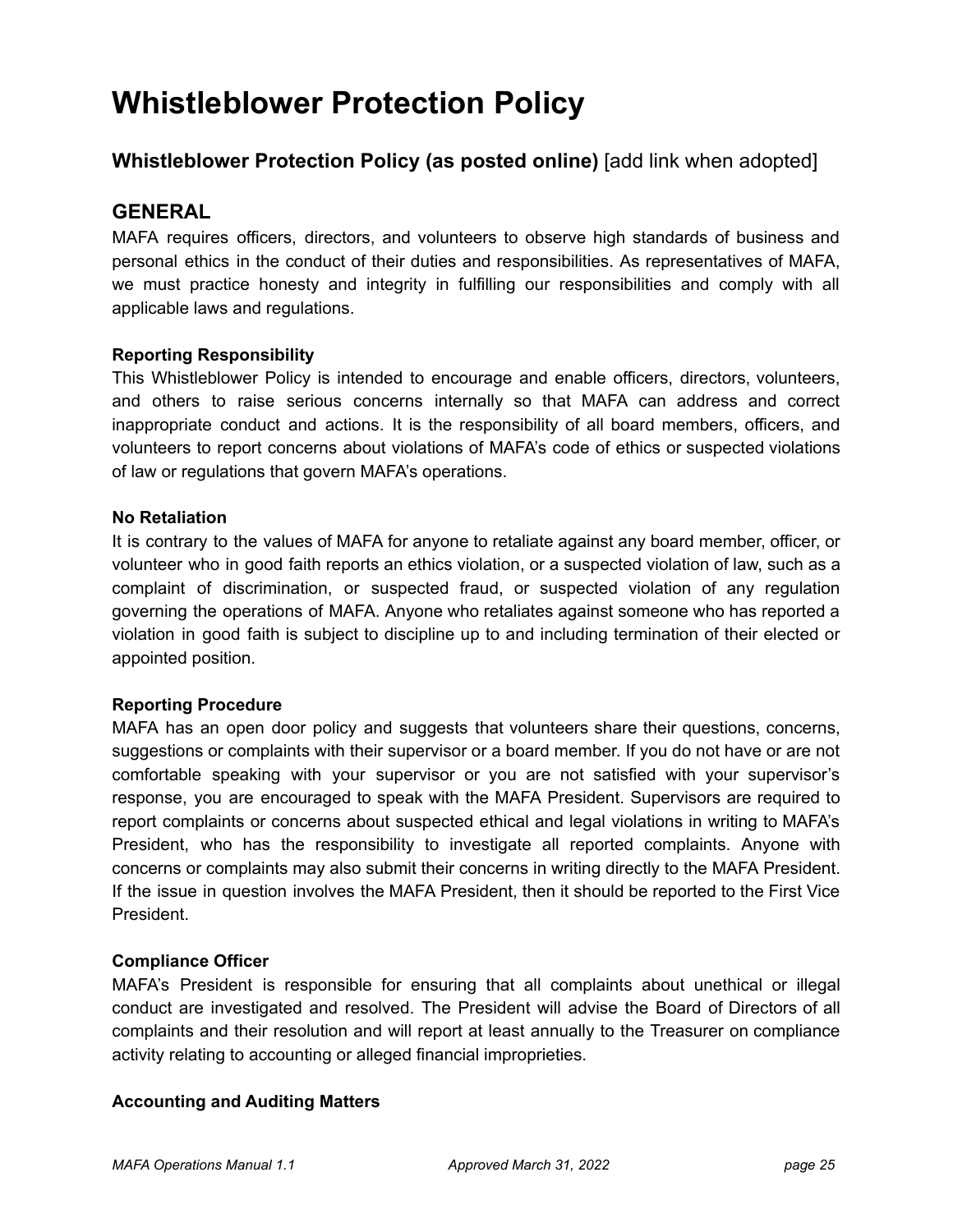# Whistleblower Protection Policy

## Whistleblower Protection Policy (as posted online) [add link when adopted]

## GENERAL

MAFA requires officers, directors, and volunteers to observe high standards of business and personal ethics in the conduct of their duties and responsibilities. As representatives of MAFA, we must practice honesty and integrity in fulfilling our responsibilities and comply with all applicable laws and regulations.

**Reporting Responsibility**

This Whistleblower Policy is intended to encourage and enable officers, directors, volunteers, and others to raise serious concerns internally so that MAFA can address and correct inappropriate conduct and actions. It is the responsibility of all board members, officers, and volunteers to report concerns about violations of MAFA's code of ethics or suspected violations of law or regulations that govern MAFA's operations.

**No Retaliation**

It is contrary to the values of MAFA for anyone to retaliate against any board member, officer, or volunteer who in good faith reports an ethics violation, or a suspected violation of law, such as a complaint of discrimination, or suspected fraud, or suspected violation of any regulation governing the operations of MAFA. Anyone who retaliates against someone who has reported a violation in good faith is subject to discipline up to and including termination of their elected or appointed position.

**Reporting Procedure**

MAFA has an open door policy and suggests that volunteers share their questions, concerns, suggestions or complaints with their supervisor or a board member. If you do not have or are not comfortable speaking with your supervisor or you are not satisfied with your supervisor's response, you are encouraged to speak with the MAFA President. Supervisors are required to report complaints or concerns about suspected ethical and legal violations in writing to MAFA's President, who has the responsibility to investigate all reported complaints. Anyone with concerns or complaints may also submit their concerns in writing directly to the MAFA President. If the issue in question involves the MAFA President, then it should be reported to the First Vice President.

**Compliance Officer**

MAFA's President is responsible for ensuring that all complaints about unethical or illegal conduct are investigated and resolved. The President will advise the Board of Directors of all complaints and their resolution and will report at least annually to the Treasurer on compliance activity relating to accounting or alleged financial improprieties.

**Accounting and Auditing Matters**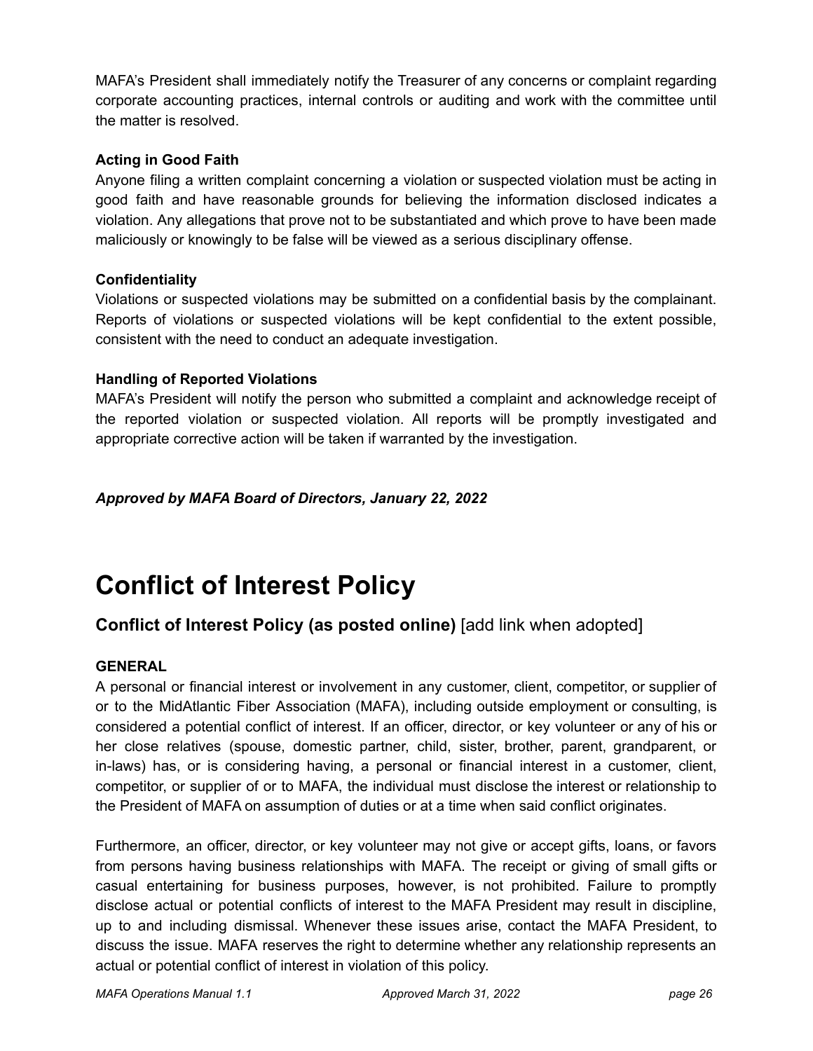MAFA's President shall immediately notify the Treasurer of any concerns or complaint regarding corporate accounting practices, internal controls or auditing and work with the committee until the matter is resolved.

**Acting in Good Faith**
Anyone filing a written complaint concerning a violation or suspected violation must be acting in good faith and have reasonable grounds for believing the information disclosed indicates a violation. Any allegations that prove not to be substantiated and which prove to have been made maliciously or knowingly to be false will be viewed as a serious disciplinary offense.

**Confidentiality**
Violations or suspected violations may be submitted on a confidential basis by the complainant. Reports of violations or suspected violations will be kept confidential to the extent possible, consistent with the need to conduct an adequate investigation.

**Handling of Reported Violations**
MAFA's President will notify the person who submitted a complaint and acknowledge receipt of the reported violation or suspected violation. All reports will be promptly investigated and appropriate corrective action will be taken if warranted by the investigation.

***Approved by MAFA Board of Directors, January 22, 2022***

# Conflict of Interest Policy

## **Conflict of Interest Policy (as posted online)** [add link when adopted]

**GENERAL**
A personal or financial interest or involvement in any customer, client, competitor, or supplier of or to the MidAtlantic Fiber Association (MAFA), including outside employment or consulting, is considered a potential conflict of interest. If an officer, director, or key volunteer or any of his or her close relatives (spouse, domestic partner, child, sister, brother, parent, grandparent, or in-laws) has, or is considering having, a personal or financial interest in a customer, client, competitor, or supplier of or to MAFA, the individual must disclose the interest or relationship to the President of MAFA on assumption of duties or at a time when said conflict originates.

Furthermore, an officer, director, or key volunteer may not give or accept gifts, loans, or favors from persons having business relationships with MAFA. The receipt or giving of small gifts or casual entertaining for business purposes, however, is not prohibited. Failure to promptly disclose actual or potential conflicts of interest to the MAFA President may result in discipline, up to and including dismissal. Whenever these issues arise, contact the MAFA President, to discuss the issue. MAFA reserves the right to determine whether any relationship represents an actual or potential conflict of interest in violation of this policy.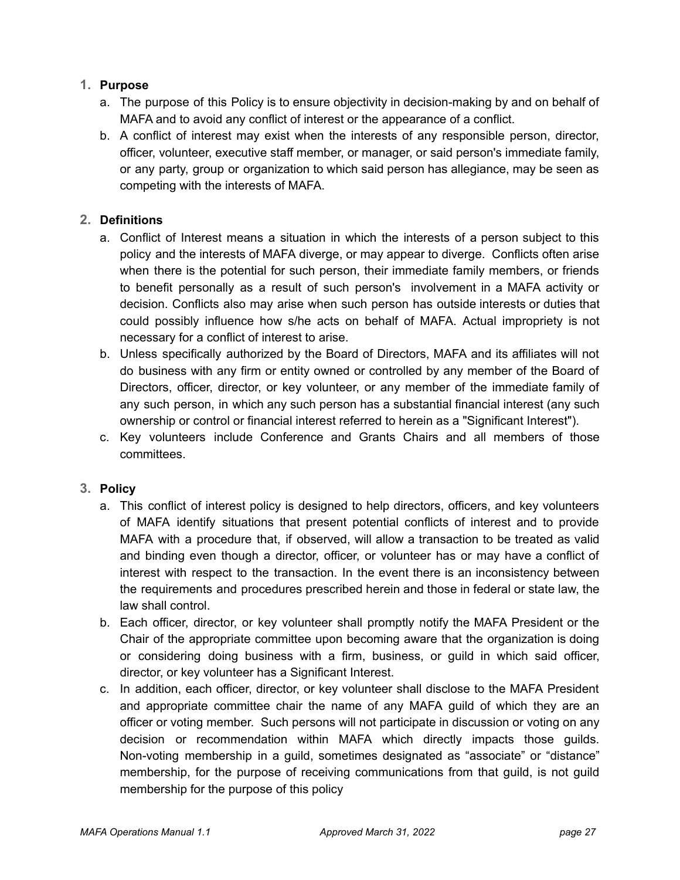1. **Purpose**
   a. The purpose of this Policy is to ensure objectivity in decision-making by and on behalf of MAFA and to avoid any conflict of interest or the appearance of a conflict.
   b. A conflict of interest may exist when the interests of any responsible person, director, officer, volunteer, executive staff member, or manager, or said person's immediate family, or any party, group or organization to which said person has allegiance, may be seen as competing with the interests of MAFA.

2. **Definitions**
   a. Conflict of Interest means a situation in which the interests of a person subject to this policy and the interests of MAFA diverge, or may appear to diverge. Conflicts often arise when there is the potential for such person, their immediate family members, or friends to benefit personally as a result of such person's involvement in a MAFA activity or decision. Conflicts also may arise when such person has outside interests or duties that could possibly influence how s/he acts on behalf of MAFA. Actual impropriety is not necessary for a conflict of interest to arise.
   b. Unless specifically authorized by the Board of Directors, MAFA and its affiliates will not do business with any firm or entity owned or controlled by any member of the Board of Directors, officer, director, or key volunteer, or any member of the immediate family of any such person, in which any such person has a substantial financial interest (any such ownership or control or financial interest referred to herein as a "Significant Interest").
   c. Key volunteers include Conference and Grants Chairs and all members of those committees.

3. **Policy**
   a. This conflict of interest policy is designed to help directors, officers, and key volunteers of MAFA identify situations that present potential conflicts of interest and to provide MAFA with a procedure that, if observed, will allow a transaction to be treated as valid and binding even though a director, officer, or volunteer has or may have a conflict of interest with respect to the transaction. In the event there is an inconsistency between the requirements and procedures prescribed herein and those in federal or state law, the law shall control.
   b. Each officer, director, or key volunteer shall promptly notify the MAFA President or the Chair of the appropriate committee upon becoming aware that the organization is doing or considering doing business with a firm, business, or guild in which said officer, director, or key volunteer has a Significant Interest.
   c. In addition, each officer, director, or key volunteer shall disclose to the MAFA President and appropriate committee chair the name of any MAFA guild of which they are an officer or voting member. Such persons will not participate in discussion or voting on any decision or recommendation within MAFA which directly impacts those guilds. Non-voting membership in a guild, sometimes designated as “associate” or “distance” membership, for the purpose of receiving communications from that guild, is not guild membership for the purpose of this policy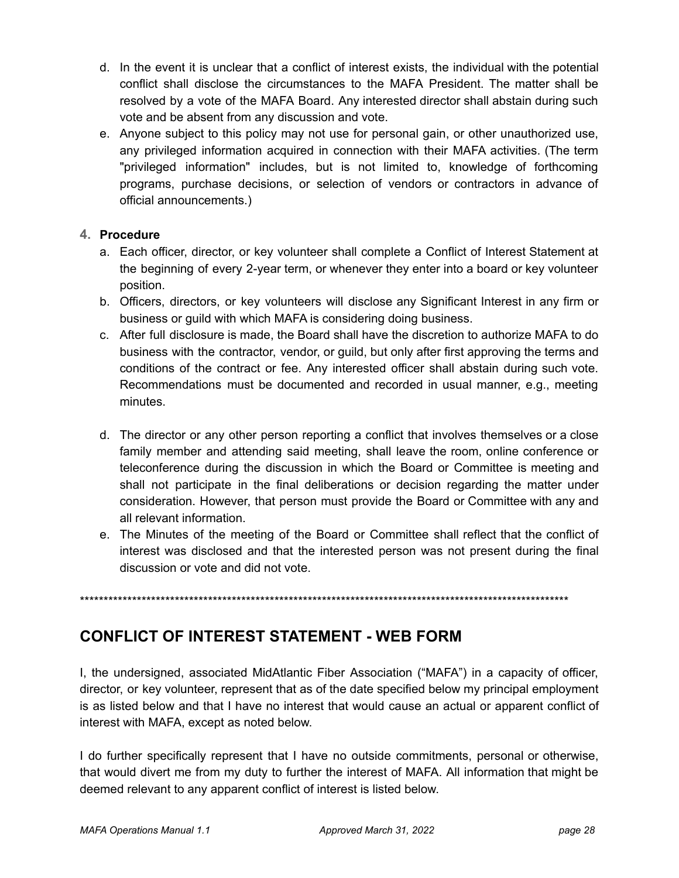d. In the event it is unclear that a conflict of interest exists, the individual with the potential conflict shall disclose the circumstances to the MAFA President. The matter shall be resolved by a vote of the MAFA Board. Any interested director shall abstain during such vote and be absent from any discussion and vote.

e. Anyone subject to this policy may not use for personal gain, or other unauthorized use, any privileged information acquired in connection with their MAFA activities. (The term "privileged information" includes, but is not limited to, knowledge of forthcoming programs, purchase decisions, or selection of vendors or contractors in advance of official announcements.)

4. **Procedure**

a. Each officer, director, or key volunteer shall complete a Conflict of Interest Statement at the beginning of every 2-year term, or whenever they enter into a board or key volunteer position.

b. Officers, directors, or key volunteers will disclose any Significant Interest in any firm or business or guild with which MAFA is considering doing business.

c. After full disclosure is made, the Board shall have the discretion to authorize MAFA to do business with the contractor, vendor, or guild, but only after first approving the terms and conditions of the contract or fee. Any interested officer shall abstain during such vote. Recommendations must be documented and recorded in usual manner, e.g., meeting minutes.

d. The director or any other person reporting a conflict that involves themselves or a close family member and attending said meeting, shall leave the room, online conference or teleconference during the discussion in which the Board or Committee is meeting and shall not participate in the final deliberations or decision regarding the matter under consideration. However, that person must provide the Board or Committee with any and all relevant information.

e. The Minutes of the meeting of the Board or Committee shall reflect that the conflict of interest was disclosed and that the interested person was not present during the final discussion or vote and did not vote.

*************************************************************************************************************

## CONFLICT OF INTEREST STATEMENT - WEB FORM

I, the undersigned, associated MidAtlantic Fiber Association ("MAFA") in a capacity of officer, director, or key volunteer, represent that as of the date specified below my principal employment is as listed below and that I have no interest that would cause an actual or apparent conflict of interest with MAFA, except as noted below.

I do further specifically represent that I have no outside commitments, personal or otherwise, that would divert me from my duty to further the interest of MAFA. All information that might be deemed relevant to any apparent conflict of interest is listed below.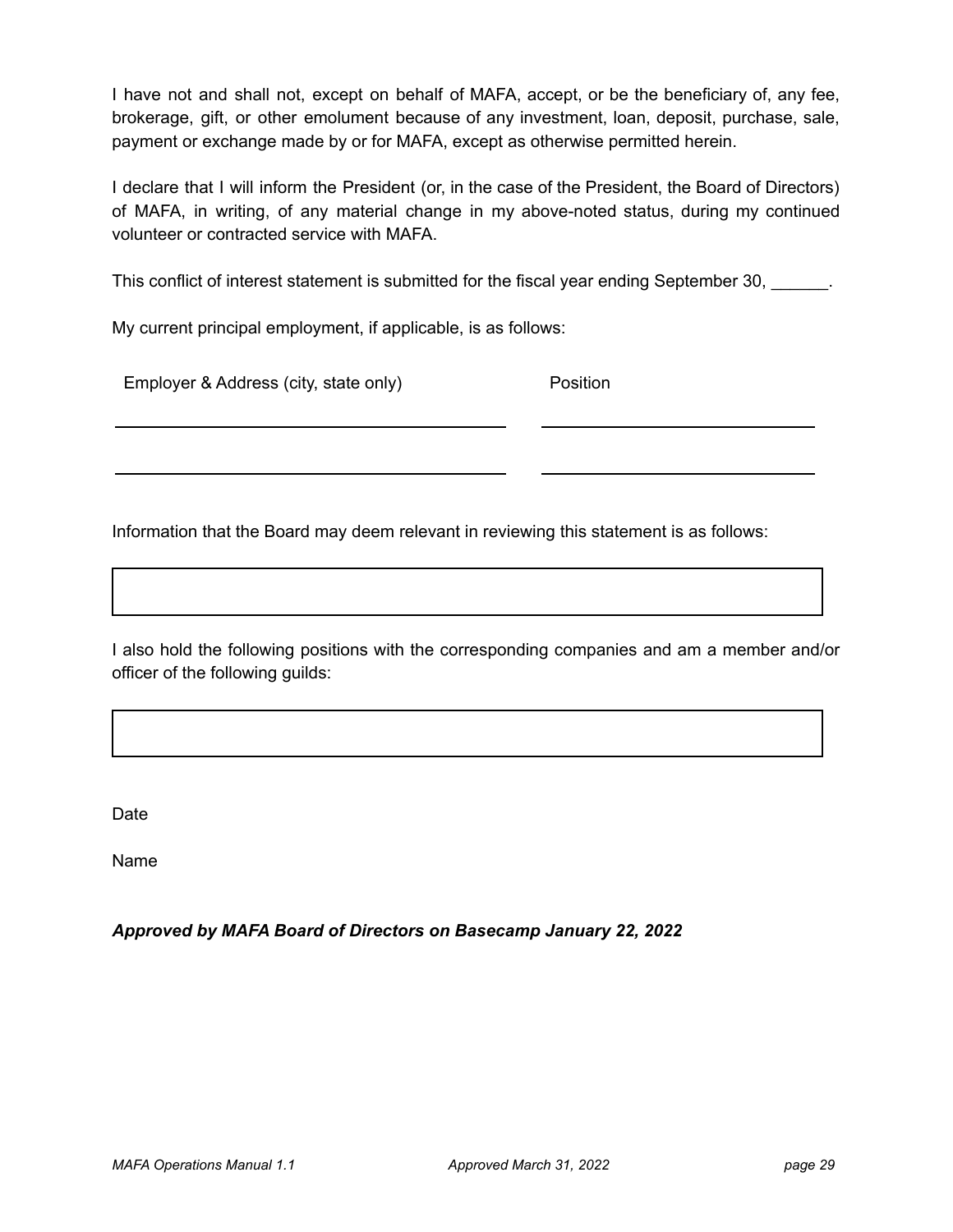I have not and shall not, except on behalf of MAFA, accept, or be the beneficiary of, any fee, brokerage, gift, or other emolument because of any investment, loan, deposit, purchase, sale, payment or exchange made by or for MAFA, except as otherwise permitted herein.

I declare that I will inform the President (or, in the case of the President, the Board of Directors) of MAFA, in writing, of any material change in my above-noted status, during my continued volunteer or contracted service with MAFA.

This conflict of interest statement is submitted for the fiscal year ending September 30, ______.

My current principal employment, if applicable, is as follows:

| Employer & Address (city, state only) | Position |
|---|---|
| ______________________________ | ____________________ |
| ______________________________ | ____________________ |

Information that the Board may deem relevant in reviewing this statement is as follows:

| |
|---|
| |

I also hold the following positions with the corresponding companies and am a member and/or officer of the following guilds:

| |
|---|
| |

Date

Name

***Approved by MAFA Board of Directors on Basecamp January 22, 2022***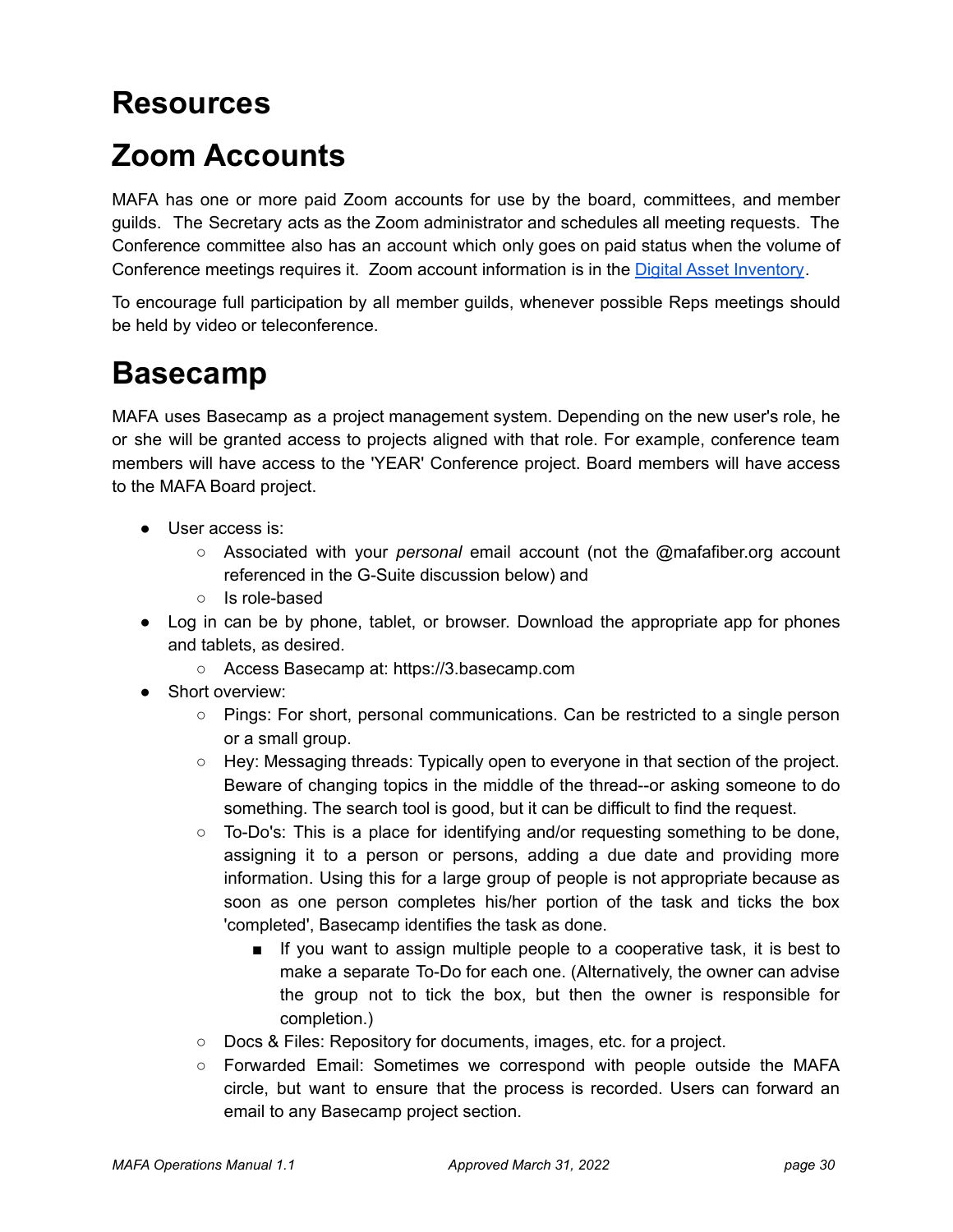# Resources

# Zoom Accounts

MAFA has one or more paid Zoom accounts for use by the board, committees, and member guilds. The Secretary acts as the Zoom administrator and schedules all meeting requests. The Conference committee also has an account which only goes on paid status when the volume of Conference meetings requires it. Zoom account information is in the [Digital Asset Inventory](Digital Asset Inventory).

To encourage full participation by all member guilds, whenever possible Reps meetings should be held by video or teleconference.

# Basecamp

MAFA uses Basecamp as a project management system. Depending on the new user's role, he or she will be granted access to projects aligned with that role. For example, conference team members will have access to the 'YEAR' Conference project. Board members will have access to the MAFA Board project.

- User access is:
  - Associated with your *personal* email account (not the @mafafiber.org account referenced in the G-Suite discussion below) and
  - Is role-based
- Log in can be by phone, tablet, or browser. Download the appropriate app for phones and tablets, as desired.
  - Access Basecamp at: https://3.basecamp.com
- Short overview:
  - Pings: For short, personal communications. Can be restricted to a single person or a small group.
  - Hey: Messaging threads: Typically open to everyone in that section of the project. Beware of changing topics in the middle of the thread--or asking someone to do something. The search tool is good, but it can be difficult to find the request.
  - To-Do's: This is a place for identifying and/or requesting something to be done, assigning it to a person or persons, adding a due date and providing more information. Using this for a large group of people is not appropriate because as soon as one person completes his/her portion of the task and ticks the box 'completed', Basecamp identifies the task as done.
    - If you want to assign multiple people to a cooperative task, it is best to make a separate To-Do for each one. (Alternatively, the owner can advise the group not to tick the box, but then the owner is responsible for completion.)
  - Docs & Files: Repository for documents, images, etc. for a project.
  - Forwarded Email: Sometimes we correspond with people outside the MAFA circle, but want to ensure that the process is recorded. Users can forward an email to any Basecamp project section.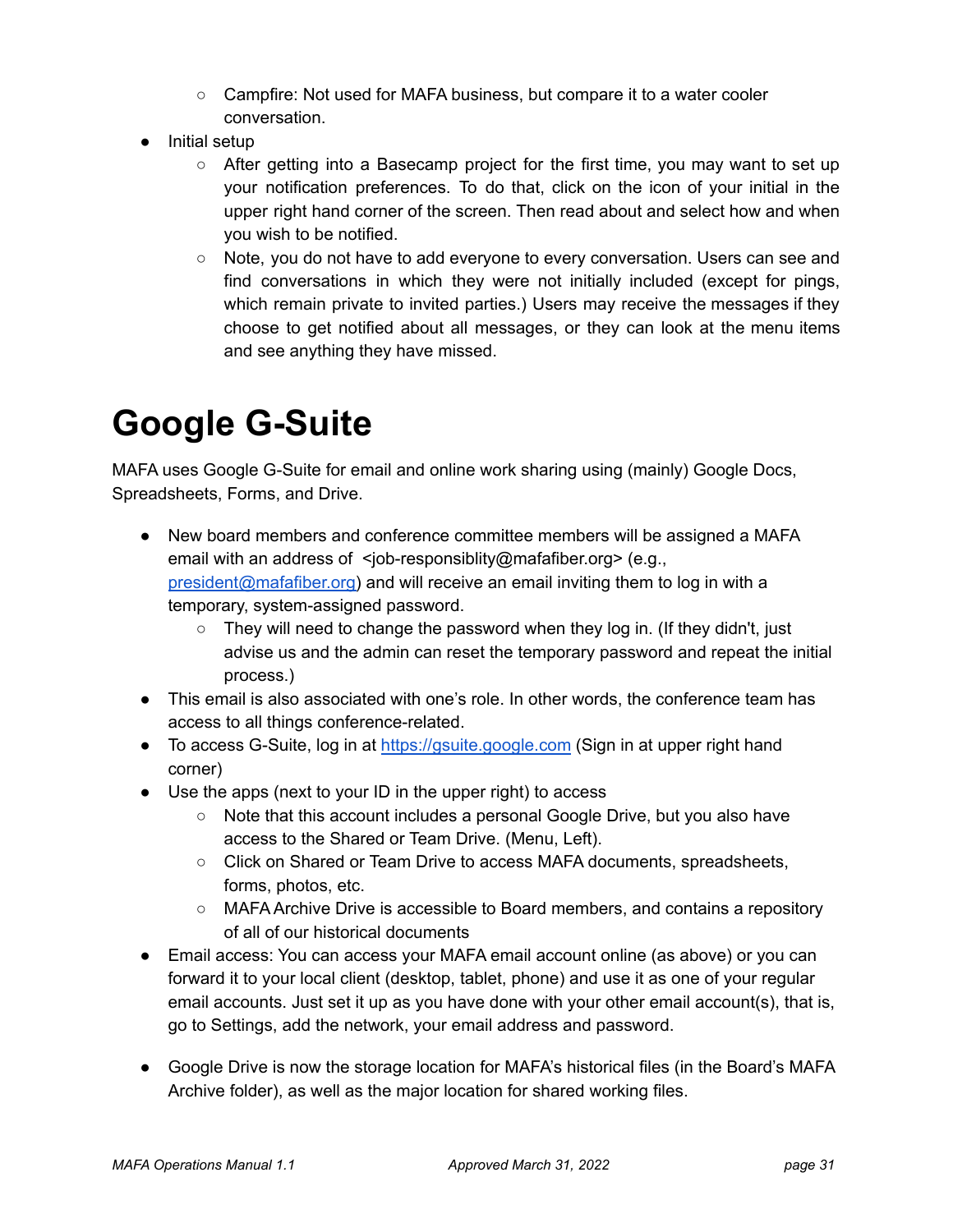- Campfire: Not used for MAFA business, but compare it to a water cooler conversation.
- Initial setup
    - After getting into a Basecamp project for the first time, you may want to set up your notification preferences. To do that, click on the icon of your initial in the upper right hand corner of the screen. Then read about and select how and when you wish to be notified.
    - Note, you do not have to add everyone to every conversation. Users can see and find conversations in which they were not initially included (except for pings, which remain private to invited parties.) Users may receive the messages if they choose to get notified about all messages, or they can look at the menu items and see anything they have missed.

# Google G-Suite

MAFA uses Google G-Suite for email and online work sharing using (mainly) Google Docs, Spreadsheets, Forms, and Drive.

- New board members and conference committee members will be assigned a MAFA email with an address of <job-responsiblity@mafafiber.org> (e.g., [president@mafafiber.org](mailto:president@mafafiber.org)) and will receive an email inviting them to log in with a temporary, system-assigned password.
    - They will need to change the password when they log in. (If they didn't, just advise us and the admin can reset the temporary password and repeat the initial process.)
- This email is also associated with one's role. In other words, the conference team has access to all things conference-related.
- To access G-Suite, log in at [https://gsuite.google.com](https://gsuite.google.com) (Sign in at upper right hand corner)
- Use the apps (next to your ID in the upper right) to access
    - Note that this account includes a personal Google Drive, but you also have access to the Shared or Team Drive. (Menu, Left).
    - Click on Shared or Team Drive to access MAFA documents, spreadsheets, forms, photos, etc.
    - MAFA Archive Drive is accessible to Board members, and contains a repository of all of our historical documents
- Email access: You can access your MAFA email account online (as above) or you can forward it to your local client (desktop, tablet, phone) and use it as one of your regular email accounts. Just set it up as you have done with your other email account(s), that is, go to Settings, add the network, your email address and password.

- Google Drive is now the storage location for MAFA's historical files (in the Board's MAFA Archive folder), as well as the major location for shared working files.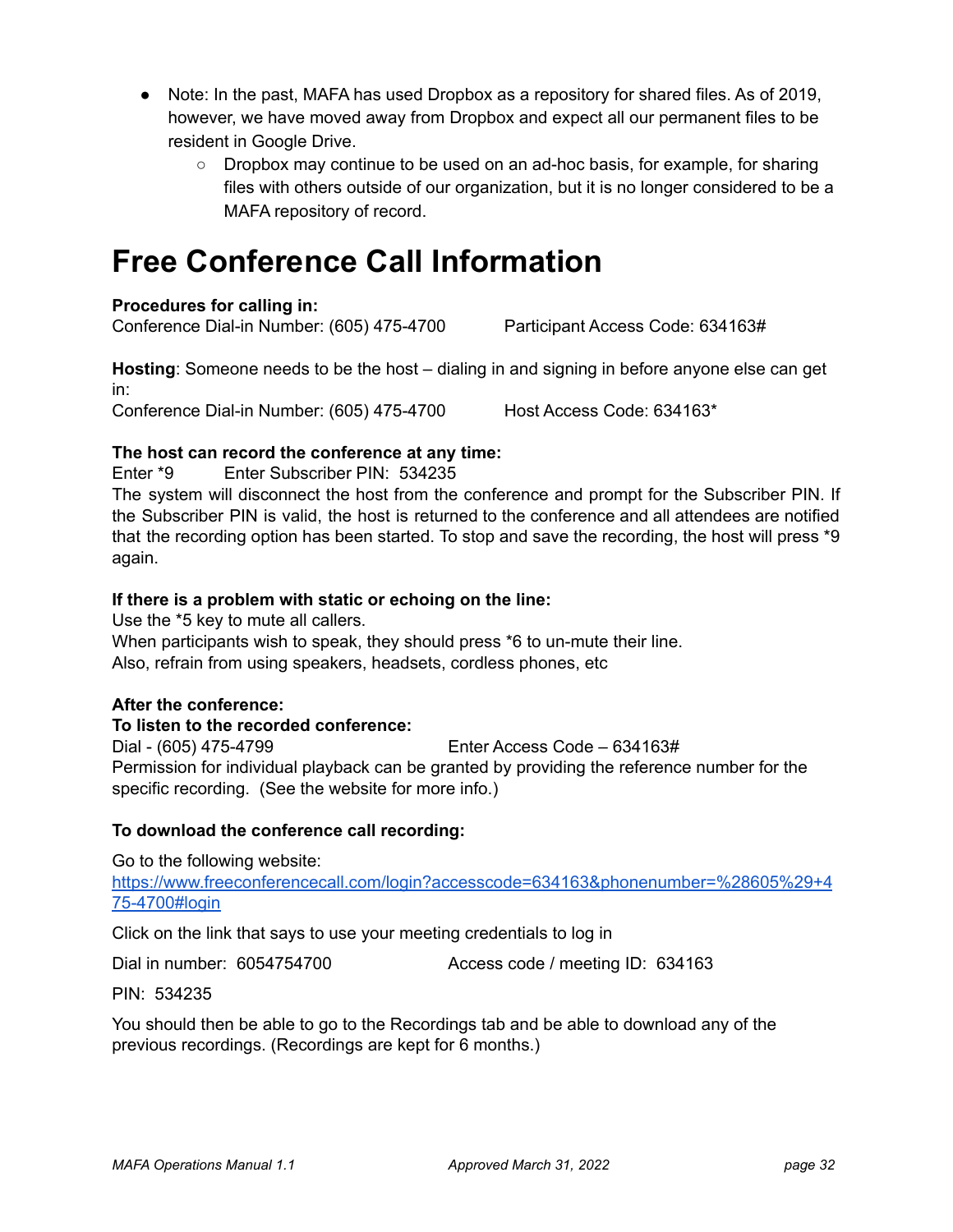- Note: In the past, MAFA has used Dropbox as a repository for shared files. As of 2019, however, we have moved away from Dropbox and expect all our permanent files to be resident in Google Drive.
    - Dropbox may continue to be used on an ad-hoc basis, for example, for sharing files with others outside of our organization, but it is no longer considered to be a MAFA repository of record.

# Free Conference Call Information

**Procedures for calling in:**
Conference Dial-in Number: (605) 475-4700 Participant Access Code: 634163#

**Hosting**: Someone needs to be the host – dialing in and signing in before anyone else can get in:
Conference Dial-in Number: (605) 475-4700 Host Access Code: 634163*

**The host can record the conference at any time:**
Enter *9 Enter Subscriber PIN: 534235
The system will disconnect the host from the conference and prompt for the Subscriber PIN. If the Subscriber PIN is valid, the host is returned to the conference and all attendees are notified that the recording option has been started. To stop and save the recording, the host will press *9 again.

**If there is a problem with static or echoing on the line:**
Use the *5 key to mute all callers.
When participants wish to speak, they should press *6 to un-mute their line.
Also, refrain from using speakers, headsets, cordless phones, etc

**After the conference:**
**To listen to the recorded conference:**
Dial - (605) 475-4799 Enter Access Code – 634163#
Permission for individual playback can be granted by providing the reference number for the specific recording. (See the website for more info.)

**To download the conference call recording:**

Go to the following website:
[https://www.freeconferencecall.com/login?accesscode=634163&phonenumber=%28605%29+475-4700#login](https://www.freeconferencecall.com/login?accesscode=634163&phonenumber=%28605%29+475-4700#login)

Click on the link that says to use your meeting credentials to log in

Dial in number: 6054754700 Access code / meeting ID: 634163

PIN: 534235

You should then be able to go to the Recordings tab and be able to download any of the previous recordings. (Recordings are kept for 6 months.)